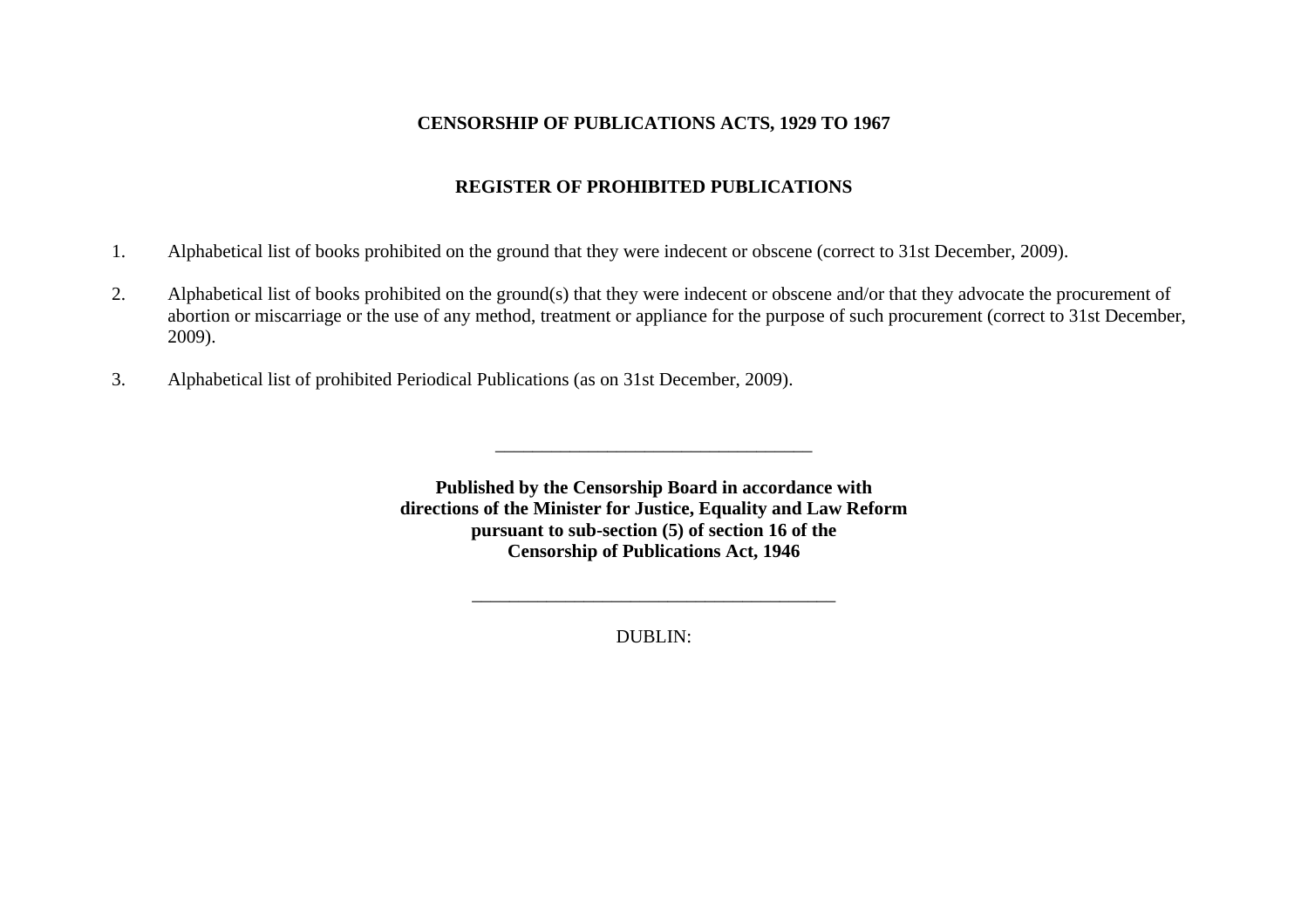# CENSORSHIP OF PUBLICATIONS ACTS, 1929 TO 1967

## REGISTER OF PROHIBITED PUBLICATIONS

1. Alphabetical list of books prohibited on the ground that they were indecent or obscene (correct to 31st December, 2009).

2. Alphabetical list of books prohibited on the ground(s) that they were indecent or obscene and/or that they advocate the procurement of abortion or miscarriage or the use of any method, treatment or appliance for the purpose of such procurement (correct to 31st December, 2009).

3. Alphabetical list of prohibited Periodical Publications (as on 31st December, 2009).

---

**Published by the Censorship Board in accordance with directions of the Minister for Justice, Equality and Law Reform pursuant to sub-section (5) of section 16 of the Censorship of Publications Act, 1946**

---

DUBLIN: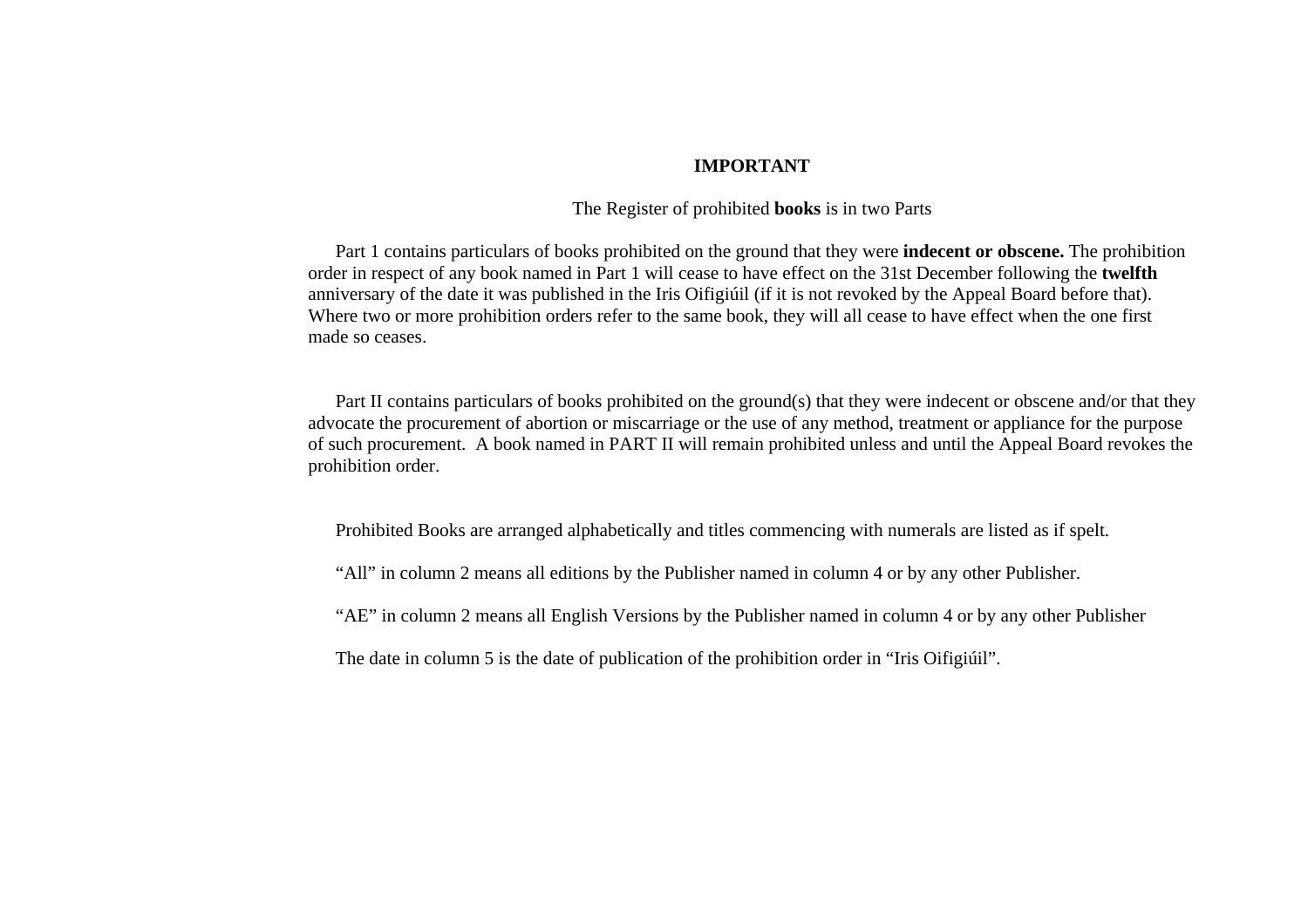**IMPORTANT**

The Register of prohibited **books** is in two Parts

Part 1 contains particulars of books prohibited on the ground that they were **indecent or obscene.** The prohibition order in respect of any book named in Part 1 will cease to have effect on the 31st December following the **twelfth** anniversary of the date it was published in the Iris Oifigiúil (if it is not revoked by the Appeal Board before that). Where two or more prohibition orders refer to the same book, they will all cease to have effect when the one first made so ceases.

Part II contains particulars of books prohibited on the ground(s) that they were indecent or obscene and/or that they advocate the procurement of abortion or miscarriage or the use of any method, treatment or appliance for the purpose of such procurement. A book named in PART II will remain prohibited unless and until the Appeal Board revokes the prohibition order.

Prohibited Books are arranged alphabetically and titles commencing with numerals are listed as if spelt.

"All" in column 2 means all editions by the Publisher named in column 4 or by any other Publisher.

"AE" in column 2 means all English Versions by the Publisher named in column 4 or by any other Publisher

The date in column 5 is the date of publication of the prohibition order in "Iris Oifigiúil".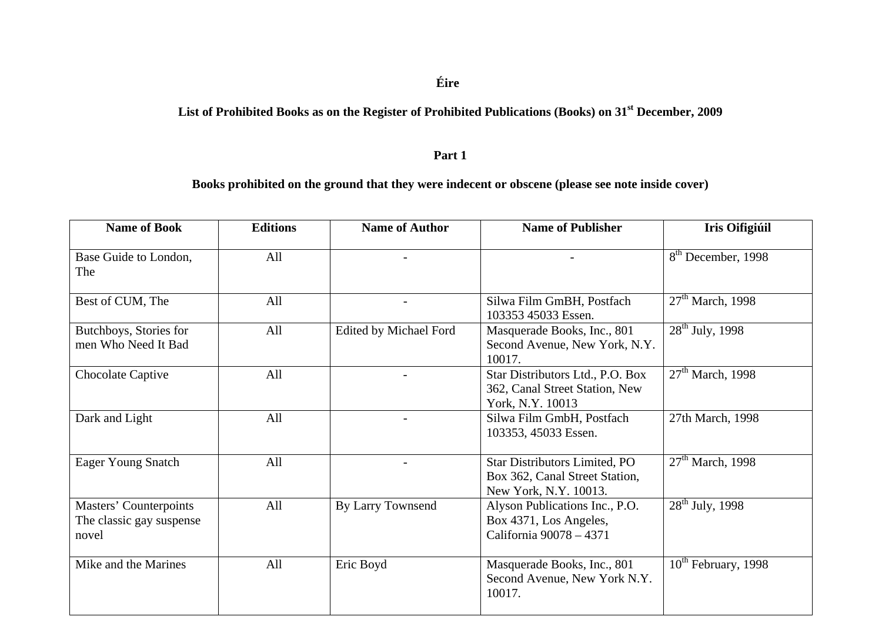**Éire**

**List of Prohibited Books as on the Register of Prohibited Publications (Books) on 31st December, 2009**

**Part 1**

**Books prohibited on the ground that they were indecent or obscene (please see note inside cover)**

| Name of Book | Editions | Name of Author | Name of Publisher | Iris Oifigiúil |
|---|---|---|---|---|
| Base Guide to London, The | All | - | - | 8th December, 1998 |
| Best of CUM, The | All | - | Silwa Film GmBH, Postfach 103353 45033 Essen. | 27th March, 1998 |
| Butchboys, Stories for men Who Need It Bad | All | Edited by Michael Ford | Masquerade Books, Inc., 801 Second Avenue, New York, N.Y. 10017. | 28th July, 1998 |
| Chocolate Captive | All | - | Star Distributors Ltd., P.O. Box 362, Canal Street Station, New York, N.Y. 10013 | 27th March, 1998 |
| Dark and Light | All | - | Silwa Film GmbH, Postfach 103353, 45033 Essen. | 27th March, 1998 |
| Eager Young Snatch | All | - | Star Distributors Limited, PO Box 362, Canal Street Station, New York, N.Y. 10013. | 27th March, 1998 |
| Masters' Counterpoints The classic gay suspense novel | All | By Larry Townsend | Alyson Publications Inc., P.O. Box 4371, Los Angeles, California 90078 – 4371 | 28th July, 1998 |
| Mike and the Marines | All | Eric Boyd | Masquerade Books, Inc., 801 Second Avenue, New York N.Y. 10017. | 10th February, 1998 |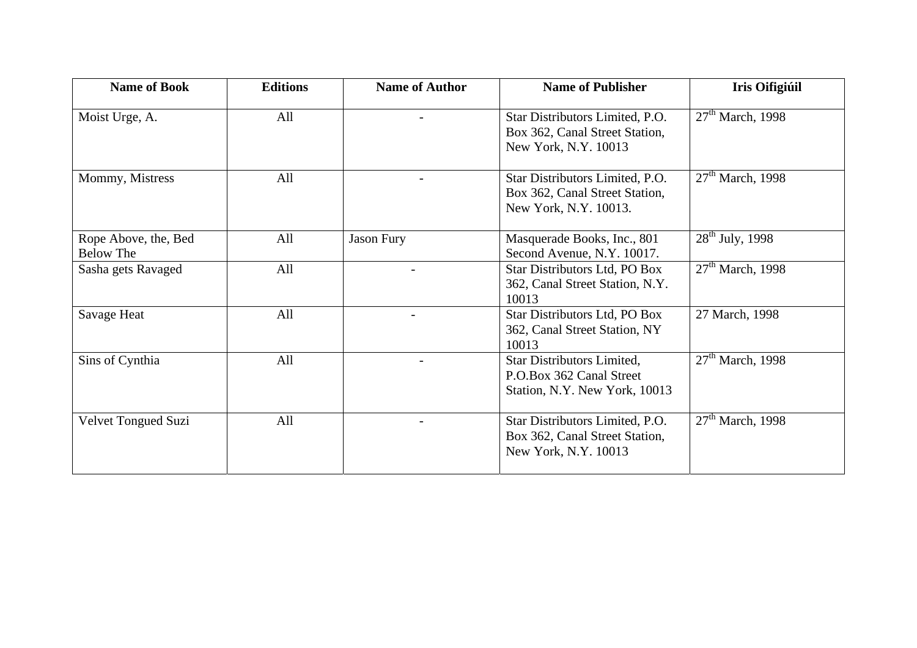| Name of Book | Editions | Name of Author | Name of Publisher | Iris Oifigiúil |
| --- | --- | --- | --- | --- |
| Moist Urge, A. | All | - | Star Distributors Limited, P.O. Box 362, Canal Street Station, New York, N.Y. 10013 | 27th March, 1998 |
| Mommy, Mistress | All | - | Star Distributors Limited, P.O. Box 362, Canal Street Station, New York, N.Y. 10013. | 27th March, 1998 |
| Rope Above, the, Bed Below The | All | Jason Fury | Masquerade Books, Inc., 801 Second Avenue, N.Y. 10017. | 28th July, 1998 |
| Sasha gets Ravaged | All | - | Star Distributors Ltd, PO Box 362, Canal Street Station, N.Y. 10013 | 27th March, 1998 |
| Savage Heat | All | - | Star Distributors Ltd, PO Box 362, Canal Street Station, NY 10013 | 27 March, 1998 |
| Sins of Cynthia | All | - | Star Distributors Limited, P.O.Box 362 Canal Street Station, N.Y. New York, 10013 | 27th March, 1998 |
| Velvet Tongued Suzi | All | - | Star Distributors Limited, P.O. Box 362, Canal Street Station, New York, N.Y. 10013 | 27th March, 1998 |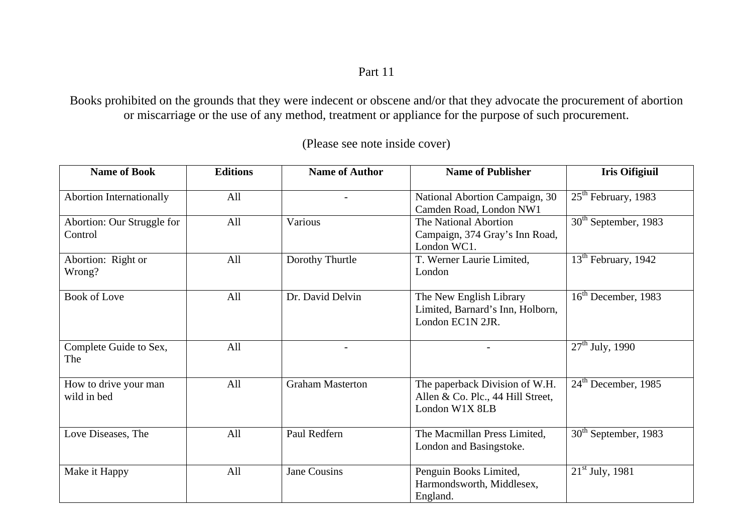## Part 11

Books prohibited on the grounds that they were indecent or obscene and/or that they advocate the procurement of abortion or miscarriage or the use of any method, treatment or appliance for the purpose of such procurement.

(Please see note inside cover)

| Name of Book | Editions | Name of Author | Name of Publisher | Iris Oifigiuil |
|---|---|---|---|---|
| Abortion Internationally | All | - | National Abortion Campaign, 30 Camden Road, London NW1 | 25th February, 1983 |
| Abortion: Our Struggle for Control | All | Various | The National Abortion Campaign, 374 Gray's Inn Road, London WC1. | 30th September, 1983 |
| Abortion: Right or Wrong? | All | Dorothy Thurtle | T. Werner Laurie Limited, London | 13th February, 1942 |
| Book of Love | All | Dr. David Delvin | The New English Library Limited, Barnard's Inn, Holborn, London EC1N 2JR. | 16th December, 1983 |
| Complete Guide to Sex, The | All | - | - | 27th July, 1990 |
| How to drive your man wild in bed | All | Graham Masterton | The paperback Division of W.H. Allen & Co. Plc., 44 Hill Street, London W1X 8LB | 24th December, 1985 |
| Love Diseases, The | All | Paul Redfern | The Macmillan Press Limited, London and Basingstoke. | 30th September, 1983 |
| Make it Happy | All | Jane Cousins | Penguin Books Limited, Harmondsworth, Middlesex, England. | 21st July, 1981 |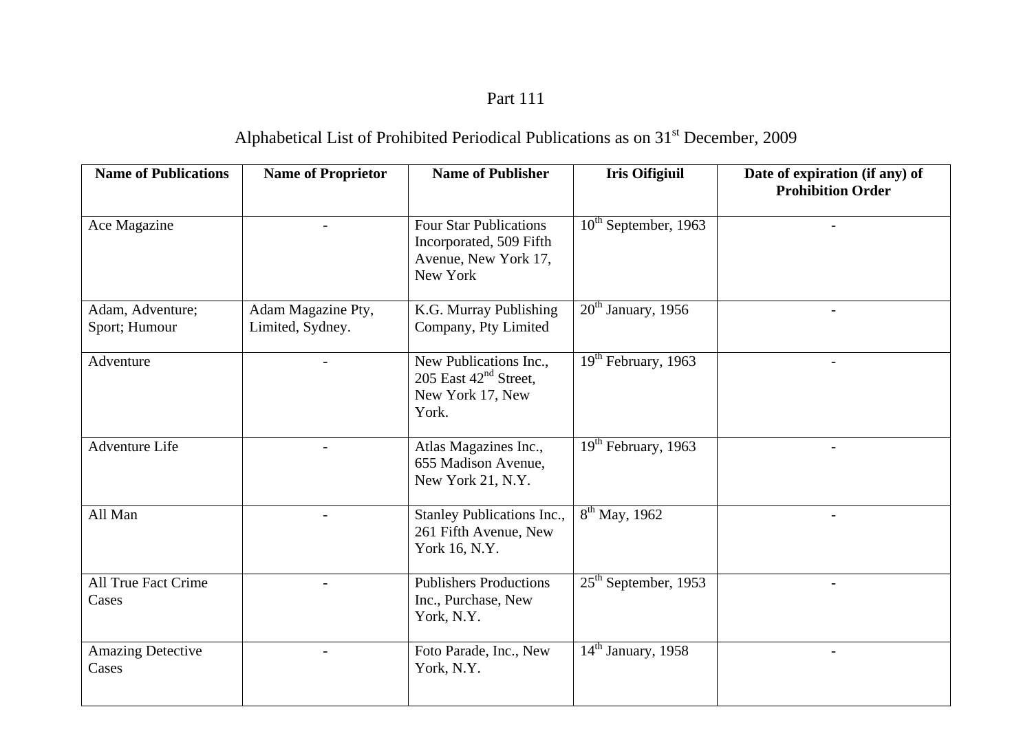# Part 111

## Alphabetical List of Prohibited Periodical Publications as on 31st December, 2009

| Name of Publications | Name of Proprietor | Name of Publisher | Iris Oifigiuil | Date of expiration (if any) of Prohibition Order |
|---|---|---|---|---|
| Ace Magazine | - | Four Star Publications Incorporated, 509 Fifth Avenue, New York 17, New York | 10th September, 1963 | - |
| Adam, Adventure; Sport; Humour | Adam Magazine Pty, Limited, Sydney. | K.G. Murray Publishing Company, Pty Limited | 20th January, 1956 | - |
| Adventure | - | New Publications Inc., 205 East 42nd Street, New York 17, New York. | 19th February, 1963 | - |
| Adventure Life | - | Atlas Magazines Inc., 655 Madison Avenue, New York 21, N.Y. | 19th February, 1963 | - |
| All Man | - | Stanley Publications Inc., 261 Fifth Avenue, New York 16, N.Y. | 8th May, 1962 | - |
| All True Fact Crime Cases | - | Publishers Productions Inc., Purchase, New York, N.Y. | 25th September, 1953 | - |
| Amazing Detective Cases | - | Foto Parade, Inc., New York, N.Y. | 14th January, 1958 | - |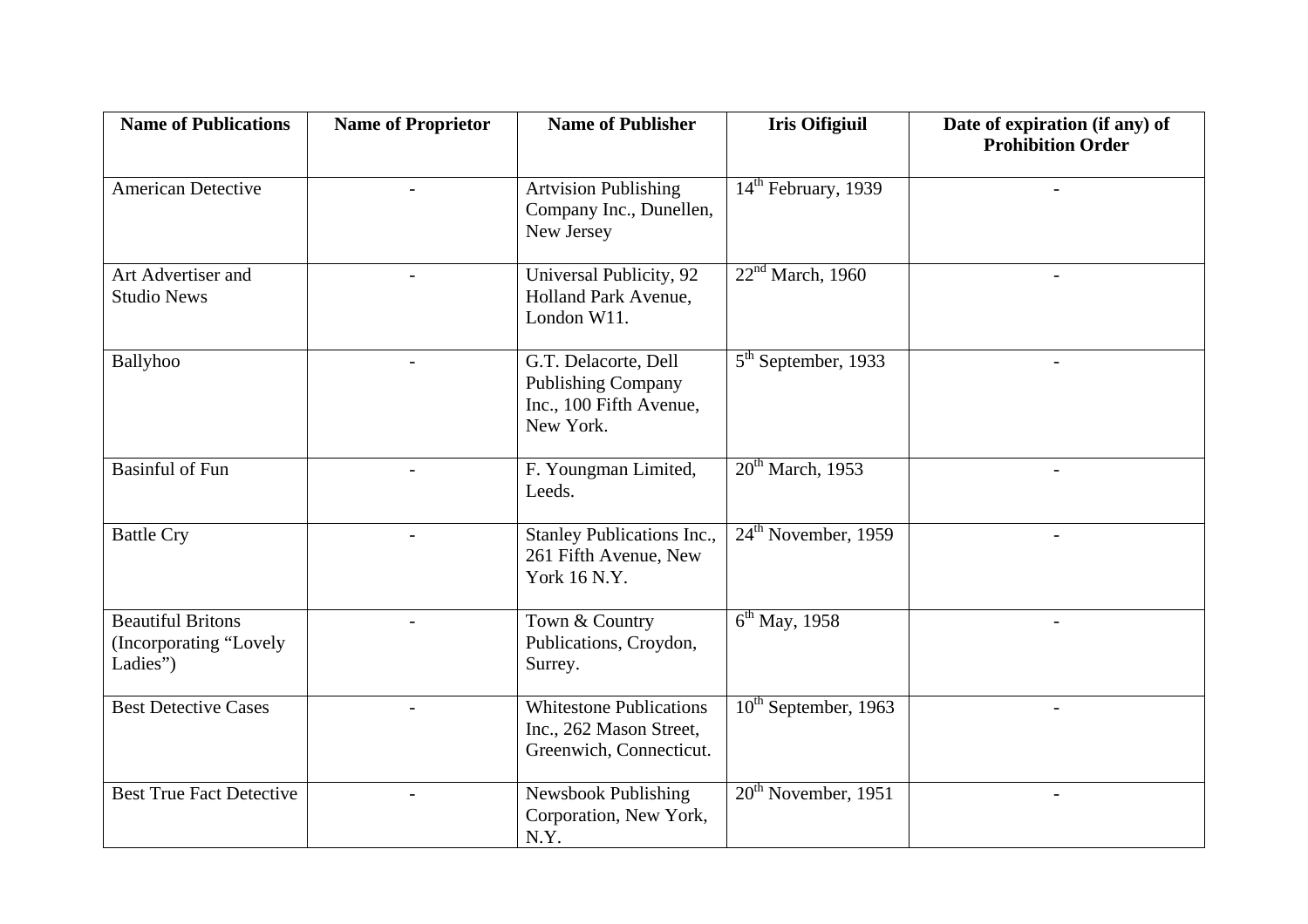| **Name of Publications** | **Name of Proprietor** | **Name of Publisher** | **Iris Oifigiuil** | **Date of expiration (if any) of Prohibition Order** |
|---|---|---|---|---|
| American Detective | - | Artvision Publishing Company Inc., Dunellen, New Jersey | 14th February, 1939 | - |
| Art Advertiser and Studio News | - | Universal Publicity, 92 Holland Park Avenue, London W11. | 22nd March, 1960 | - |
| Ballyhoo | - | G.T. Delacorte, Dell Publishing Company Inc., 100 Fifth Avenue, New York. | 5th September, 1933 | - |
| Basinful of Fun | - | F. Youngman Limited, Leeds. | 20th March, 1953 | - |
| Battle Cry | - | Stanley Publications Inc., 261 Fifth Avenue, New York 16 N.Y. | 24th November, 1959 | - |
| Beautiful Britons (Incorporating "Lovely Ladies") | - | Town & Country Publications, Croydon, Surrey. | 6th May, 1958 | - |
| Best Detective Cases | - | Whitestone Publications Inc., 262 Mason Street, Greenwich, Connecticut. | 10th September, 1963 | - |
| Best True Fact Detective | - | Newsbook Publishing Corporation, New York, N.Y. | 20th November, 1951 | - |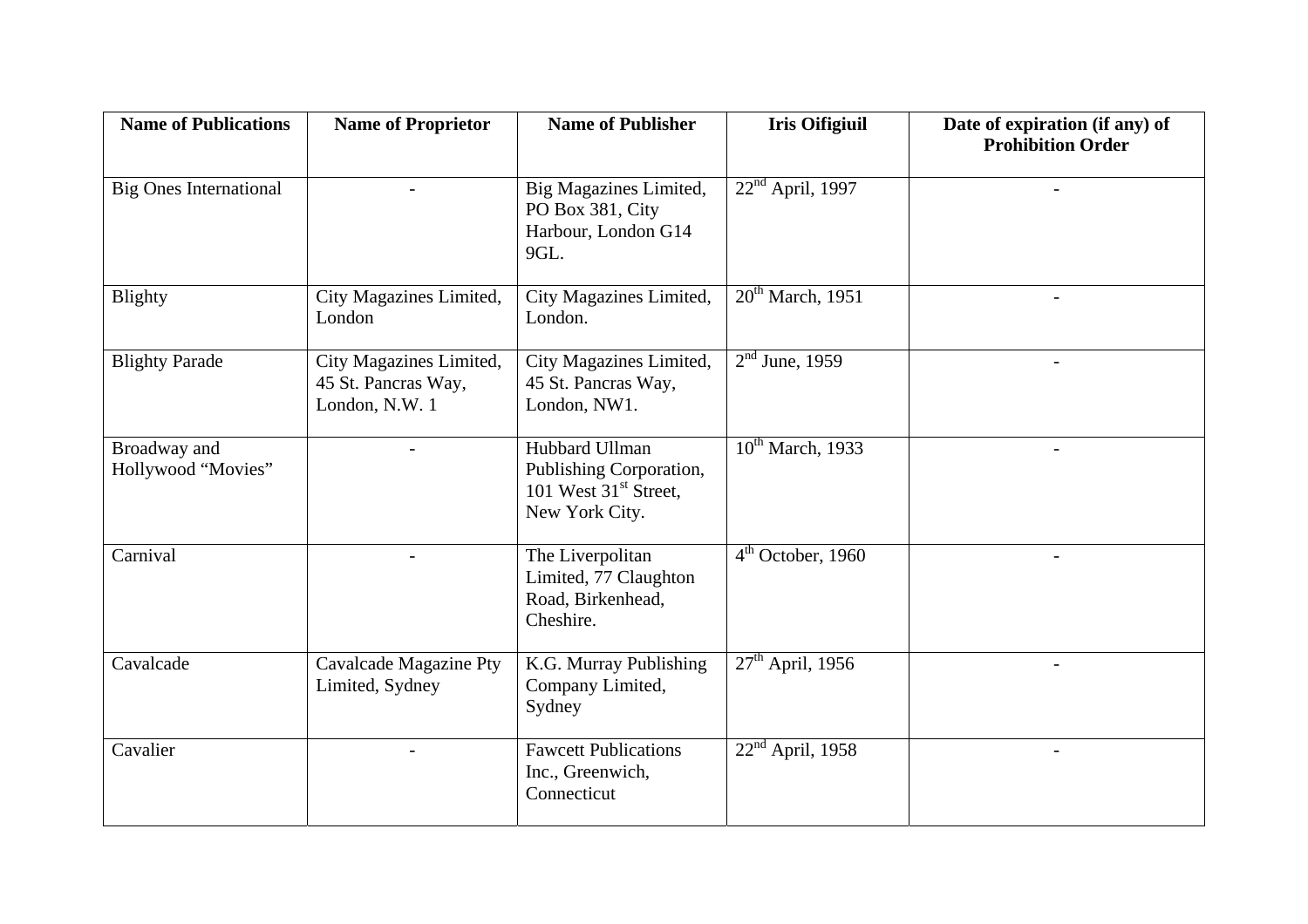| Name of Publications | Name of Proprietor | Name of Publisher | Iris Oifigiuil | Date of expiration (if any) of Prohibition Order |
|---|---|---|---|---|
| Big Ones International | - | Big Magazines Limited, PO Box 381, City Harbour, London G14 9GL. | 22nd April, 1997 | - |
| Blighty | City Magazines Limited, London | City Magazines Limited, London. | 20th March, 1951 | - |
| Blighty Parade | City Magazines Limited, 45 St. Pancras Way, London, N.W. 1 | City Magazines Limited, 45 St. Pancras Way, London, NW1. | 2nd June, 1959 | - |
| Broadway and Hollywood "Movies" | - | Hubbard Ullman Publishing Corporation, 101 West 31st Street, New York City. | 10th March, 1933 | - |
| Carnival | - | The Liverpolitan Limited, 77 Claughton Road, Birkenhead, Cheshire. | 4th October, 1960 | - |
| Cavalcade | Cavalcade Magazine Pty Limited, Sydney | K.G. Murray Publishing Company Limited, Sydney | 27th April, 1956 | - |
| Cavalier | - | Fawcett Publications Inc., Greenwich, Connecticut | 22nd April, 1958 | - |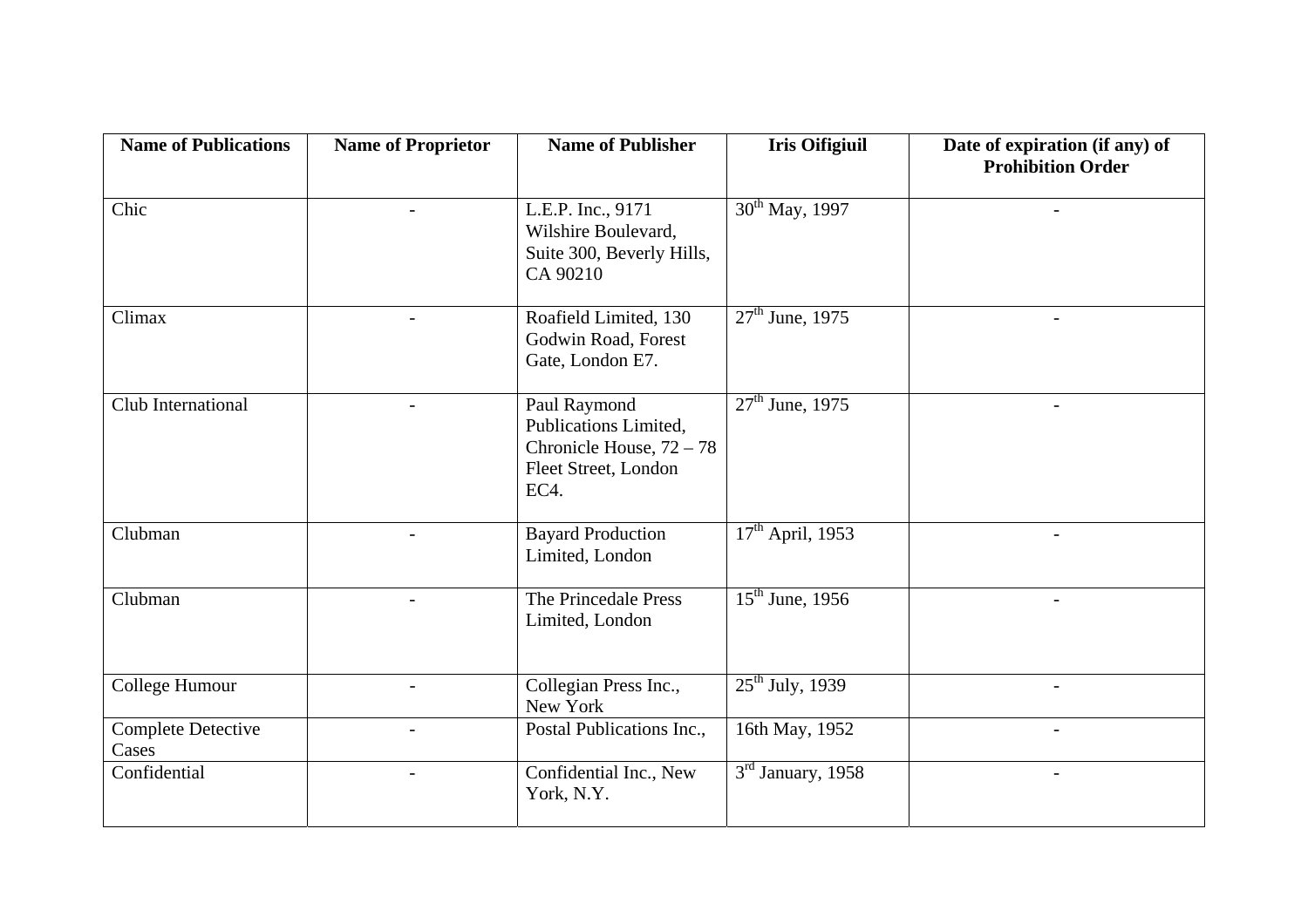| Name of Publications | Name of Proprietor | Name of Publisher | Iris Oifigiuil | Date of expiration (if any) of Prohibition Order |
| --- | --- | --- | --- | --- |
| Chic | - | L.E.P. Inc., 9171 Wilshire Boulevard, Suite 300, Beverly Hills, CA 90210 | 30th May, 1997 | - |
| Climax | - | Roafield Limited, 130 Godwin Road, Forest Gate, London E7. | 27th June, 1975 | - |
| Club International | - | Paul Raymond Publications Limited, Chronicle House, 72 – 78 Fleet Street, London EC4. | 27th June, 1975 | - |
| Clubman | - | Bayard Production Limited, London | 17th April, 1953 | - |
| Clubman | - | The Princedale Press Limited, London | 15th June, 1956 | - |
| College Humour | - | Collegian Press Inc., New York | 25th July, 1939 | - |
| Complete Detective Cases | - | Postal Publications Inc., | 16th May, 1952 | - |
| Confidential | - | Confidential Inc., New York, N.Y. | 3rd January, 1958 | - |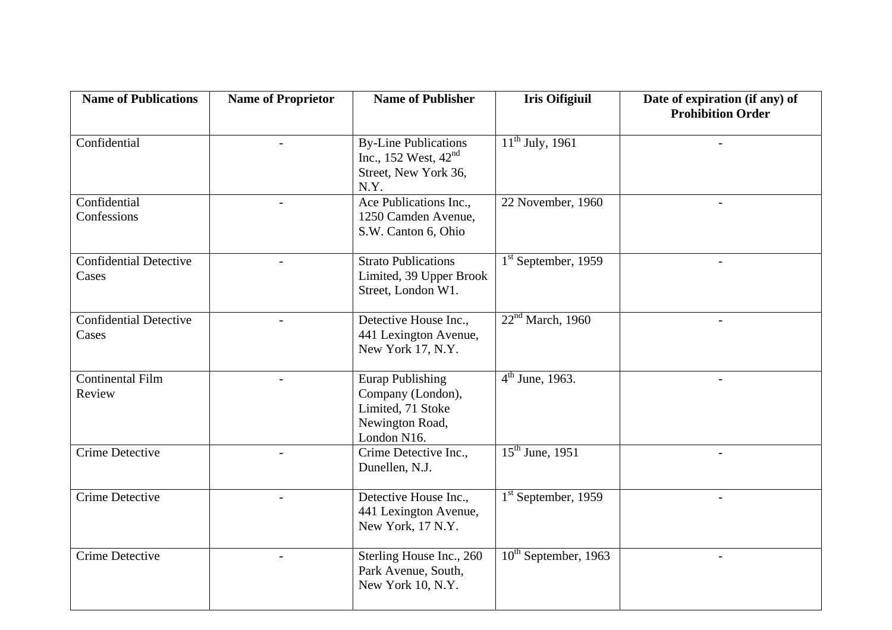| Name of Publications | Name of Proprietor | Name of Publisher | Iris Oifigiuil | Date of expiration (if any) of Prohibition Order |
|---|---|---|---|---|
| Confidential | - | By-Line Publications Inc., 152 West, 42nd Street, New York 36, N.Y. | 11th July, 1961 | - |
| Confidential Confessions | - | Ace Publications Inc., 1250 Camden Avenue, S.W. Canton 6, Ohio | 22 November, 1960 | - |
| Confidential Detective Cases | - | Strato Publications Limited, 39 Upper Brook Street, London W1. | 1st September, 1959 | - |
| Confidential Detective Cases | - | Detective House Inc., 441 Lexington Avenue, New York 17, N.Y. | 22nd March, 1960 | - |
| Continental Film Review | - | Eurap Publishing Company (London), Limited, 71 Stoke Newington Road, London N16. | 4th June, 1963. | - |
| Crime Detective | - | Crime Detective Inc., Dunellen, N.J. | 15th June, 1951 | - |
| Crime Detective | - | Detective House Inc., 441 Lexington Avenue, New York, 17 N.Y. | 1st September, 1959 | - |
| Crime Detective | - | Sterling House Inc., 260 Park Avenue, South, New York 10, N.Y. | 10th September, 1963 | - |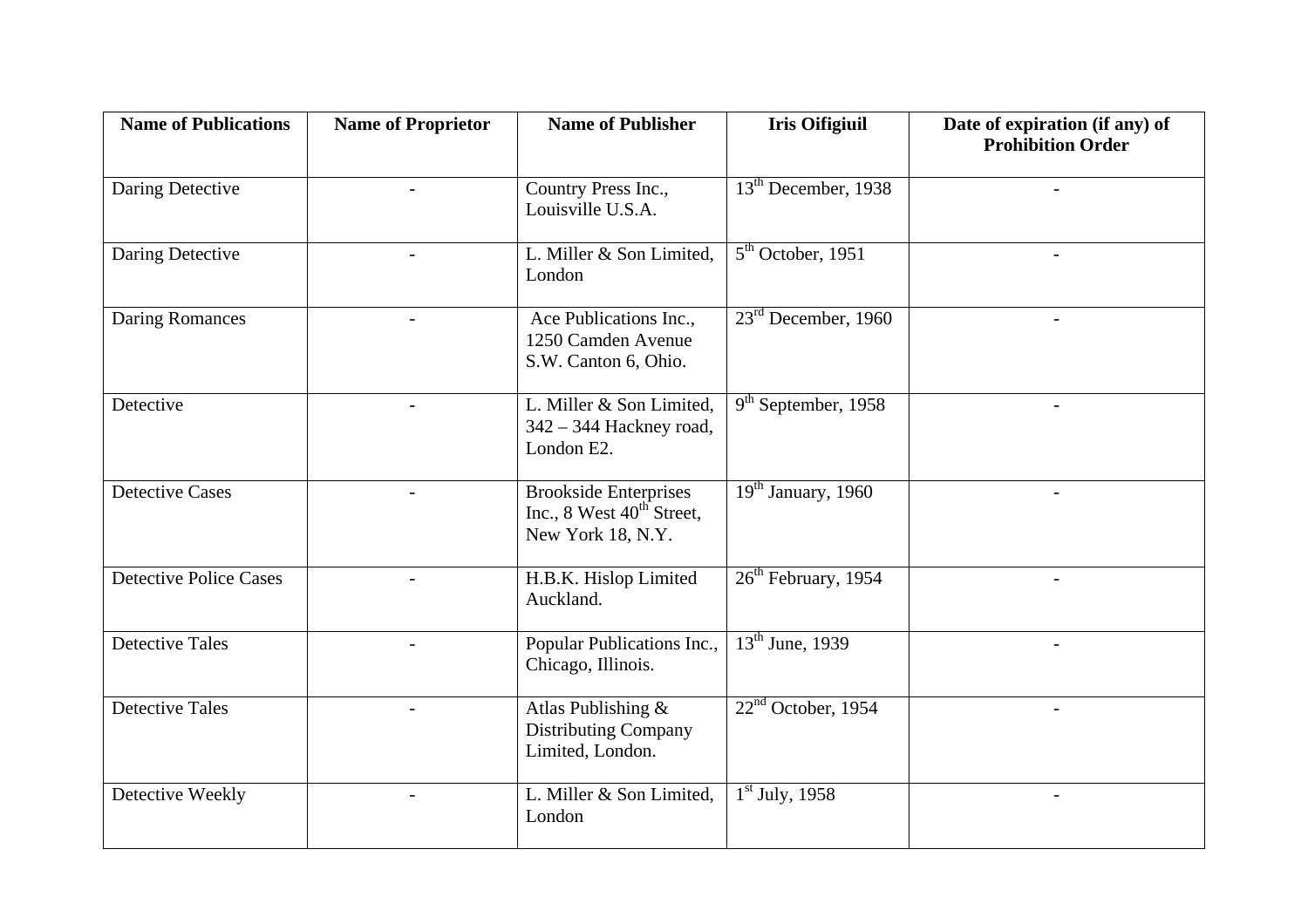| Name of Publications | Name of Proprietor | Name of Publisher | Iris Oifigiuil | Date of expiration (if any) of Prohibition Order |
|---|---|---|---|---|
| Daring Detective | - | Country Press Inc., Louisville U.S.A. | 13th December, 1938 | - |
| Daring Detective | - | L. Miller & Son Limited, London | 5th October, 1951 | - |
| Daring Romances | - | Ace Publications Inc., 1250 Camden Avenue S.W. Canton 6, Ohio. | 23rd December, 1960 | - |
| Detective | - | L. Miller & Son Limited, 342 – 344 Hackney road, London E2. | 9th September, 1958 | - |
| Detective Cases | - | Brookside Enterprises Inc., 8 West 40th Street, New York 18, N.Y. | 19th January, 1960 | - |
| Detective Police Cases | - | H.B.K. Hislop Limited Auckland. | 26th February, 1954 | - |
| Detective Tales | - | Popular Publications Inc., Chicago, Illinois. | 13th June, 1939 | - |
| Detective Tales | - | Atlas Publishing & Distributing Company Limited, London. | 22nd October, 1954 | - |
| Detective Weekly | - | L. Miller & Son Limited, London | 1st July, 1958 | - |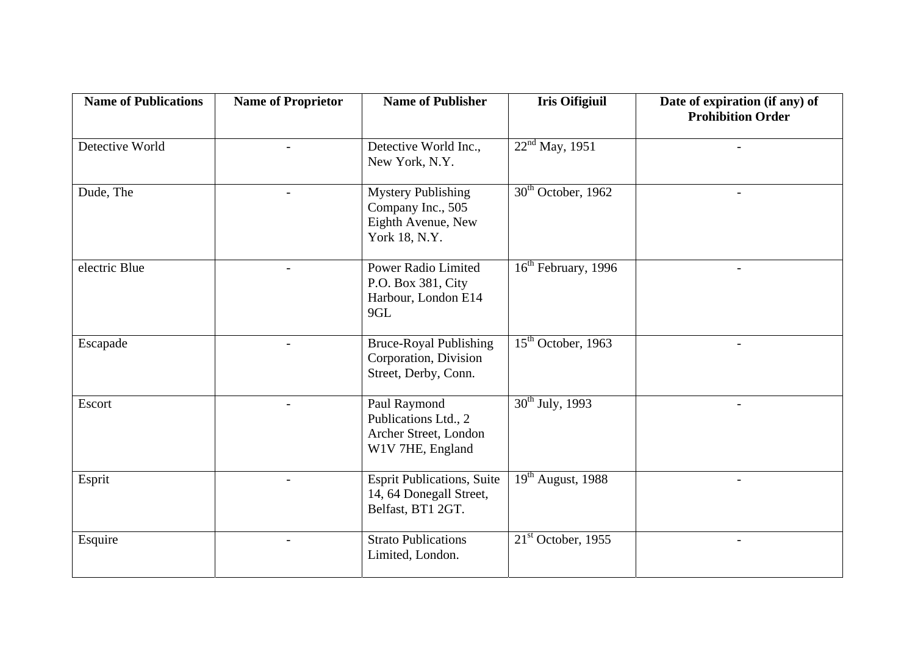| Name of Publications | Name of Proprietor | Name of Publisher | Iris Oifigiuil | Date of expiration (if any) of Prohibition Order |
|---|---|---|---|---|
| Detective World | - | Detective World Inc., New York, N.Y. | 22nd May, 1951 | - |
| Dude, The | - | Mystery Publishing Company Inc., 505 Eighth Avenue, New York 18, N.Y. | 30th October, 1962 | - |
| electric Blue | - | Power Radio Limited P.O. Box 381, City Harbour, London E14 9GL | 16th February, 1996 | - |
| Escapade | - | Bruce-Royal Publishing Corporation, Division Street, Derby, Conn. | 15th October, 1963 | - |
| Escort | - | Paul Raymond Publications Ltd., 2 Archer Street, London W1V 7HE, England | 30th July, 1993 | - |
| Esprit | - | Esprit Publications, Suite 14, 64 Donegall Street, Belfast, BT1 2GT. | 19th August, 1988 | - |
| Esquire | - | Strato Publications Limited, London. | 21st October, 1955 | - |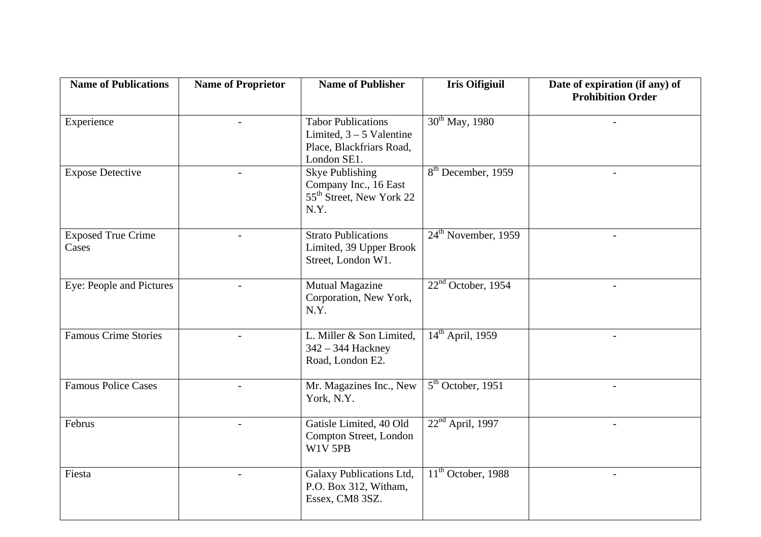| Name of Publications | Name of Proprietor | Name of Publisher | Iris Oifigiuil | Date of expiration (if any) of Prohibition Order |
|---|---|---|---|---|
| Experience | - | Tabor Publications Limited, 3 – 5 Valentine Place, Blackfriars Road, London SE1. | 30th May, 1980 | - |
| Expose Detective | - | Skye Publishing Company Inc., 16 East 55th Street, New York 22 N.Y. | 8th December, 1959 | - |
| Exposed True Crime Cases | - | Strato Publications Limited, 39 Upper Brook Street, London W1. | 24th November, 1959 | - |
| Eye: People and Pictures | - | Mutual Magazine Corporation, New York, N.Y. | 22nd October, 1954 | - |
| Famous Crime Stories | - | L. Miller & Son Limited, 342 – 344 Hackney Road, London E2. | 14th April, 1959 | - |
| Famous Police Cases | - | Mr. Magazines Inc., New York, N.Y. | 5th October, 1951 | - |
| Februs | - | Gatisle Limited, 40 Old Compton Street, London W1V 5PB | 22nd April, 1997 | - |
| Fiesta | - | Galaxy Publications Ltd, P.O. Box 312, Witham, Essex, CM8 3SZ. | 11th October, 1988 | - |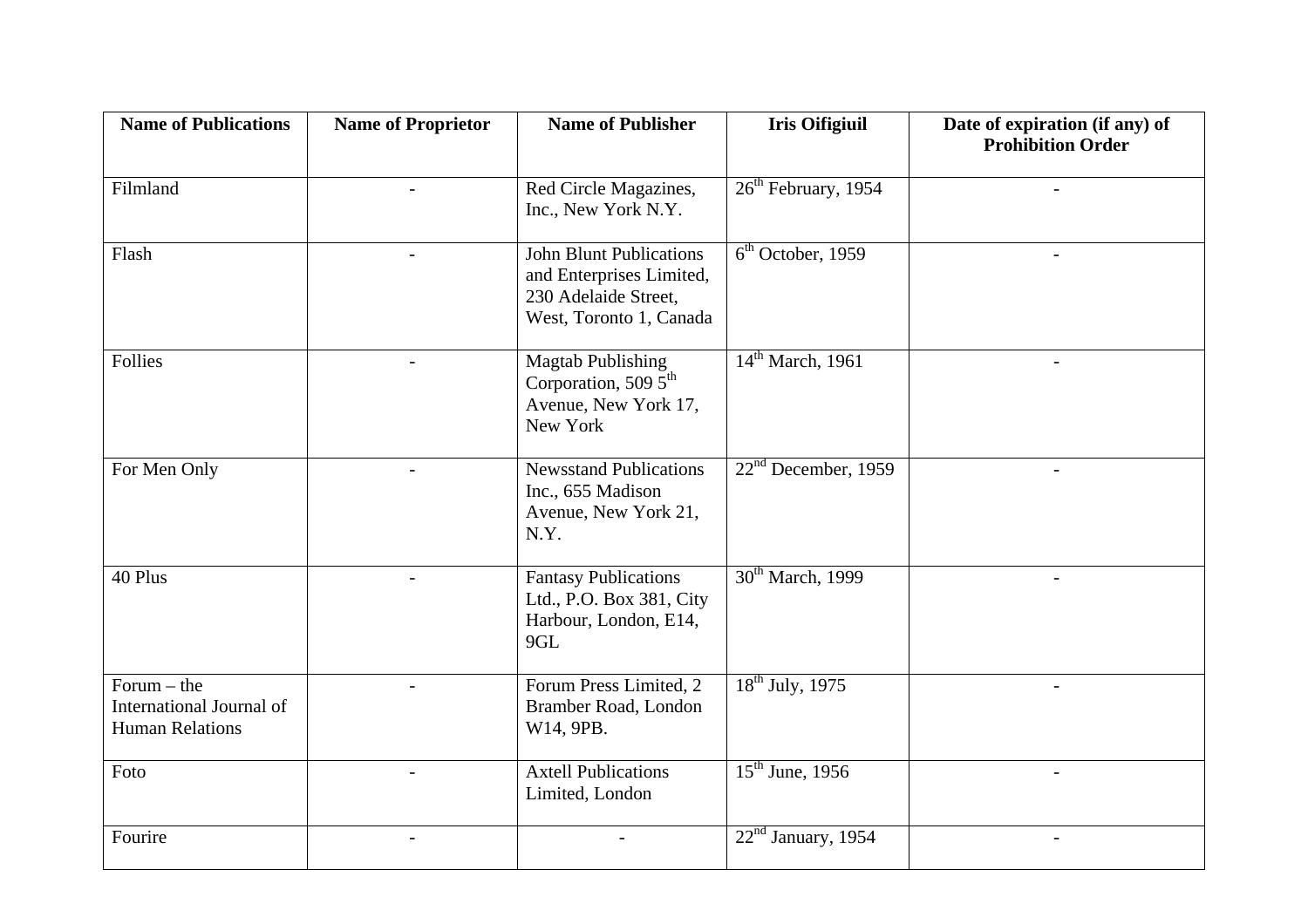| Name of Publications | Name of Proprietor | Name of Publisher | Iris Oifigiuil | Date of expiration (if any) of Prohibition Order |
| --- | --- | --- | --- | --- |
| Filmland | - | Red Circle Magazines, Inc., New York N.Y. | 26th February, 1954 | - |
| Flash | - | John Blunt Publications and Enterprises Limited, 230 Adelaide Street, West, Toronto 1, Canada | 6th October, 1959 | - |
| Follies | - | Magtab Publishing Corporation, 509 5th Avenue, New York 17, New York | 14th March, 1961 | - |
| For Men Only | - | Newsstand Publications Inc., 655 Madison Avenue, New York 21, N.Y. | 22nd December, 1959 | - |
| 40 Plus | - | Fantasy Publications Ltd., P.O. Box 381, City Harbour, London, E14, 9GL | 30th March, 1999 | - |
| Forum – the International Journal of Human Relations | - | Forum Press Limited, 2 Bramber Road, London W14, 9PB. | 18th July, 1975 | - |
| Foto | - | Axtell Publications Limited, London | 15th June, 1956 | - |
| Fourire | - | - | 22nd January, 1954 | - |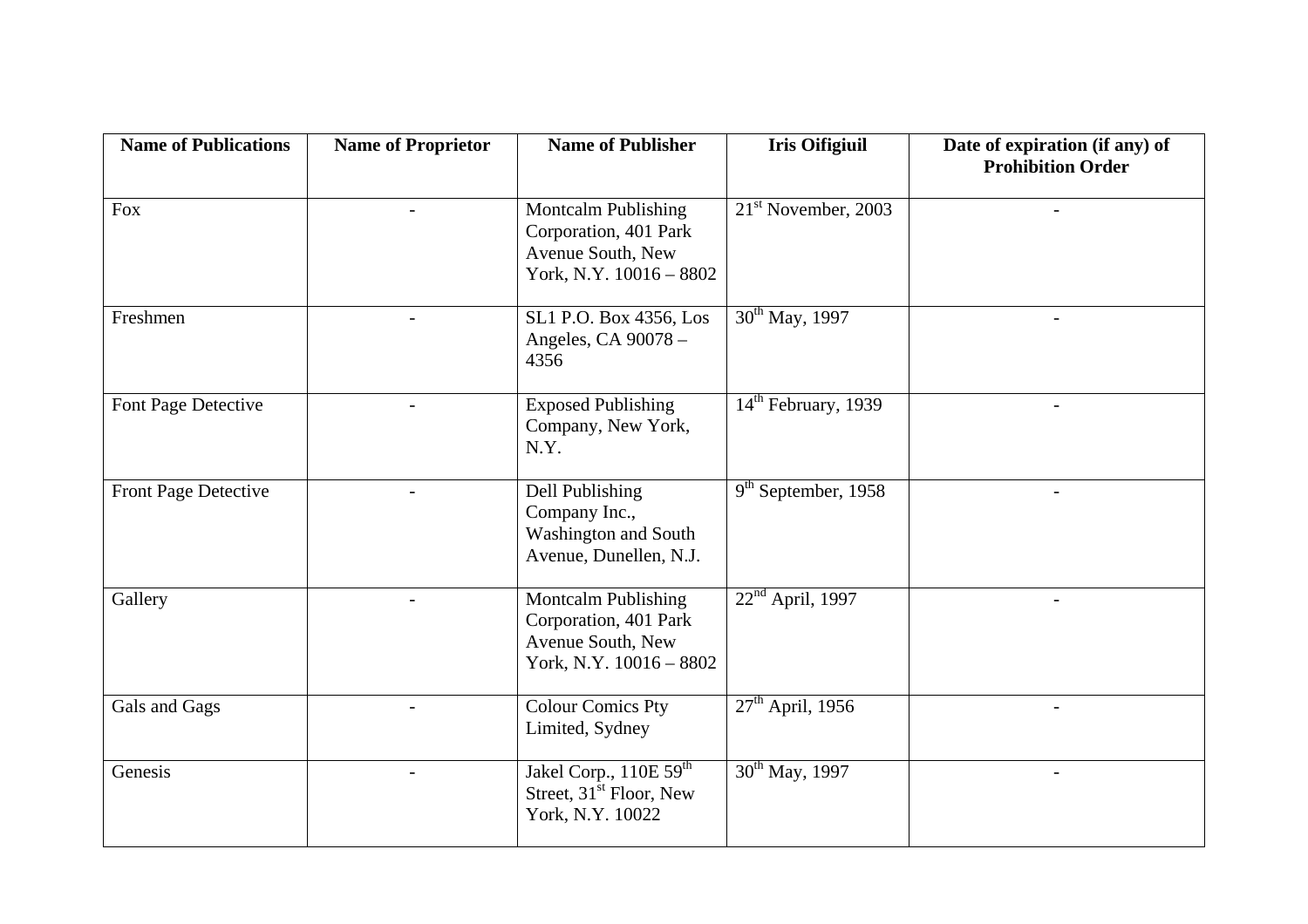| Name of Publications | Name of Proprietor | Name of Publisher | Iris Oifigiuil | Date of expiration (if any) of Prohibition Order |
|---|---|---|---|---|
| Fox | - | Montcalm Publishing Corporation, 401 Park Avenue South, New York, N.Y. 10016 – 8802 | 21st November, 2003 | - |
| Freshmen | - | SL1 P.O. Box 4356, Los Angeles, CA 90078 – 4356 | 30th May, 1997 | - |
| Font Page Detective | - | Exposed Publishing Company, New York, N.Y. | 14th February, 1939 | - |
| Front Page Detective | - | Dell Publishing Company Inc., Washington and South Avenue, Dunellen, N.J. | 9th September, 1958 | - |
| Gallery | - | Montcalm Publishing Corporation, 401 Park Avenue South, New York, N.Y. 10016 – 8802 | 22nd April, 1997 | - |
| Gals and Gags | - | Colour Comics Pty Limited, Sydney | 27th April, 1956 | - |
| Genesis | - | Jakel Corp., 110E 59th Street, 31st Floor, New York, N.Y. 10022 | 30th May, 1997 | - |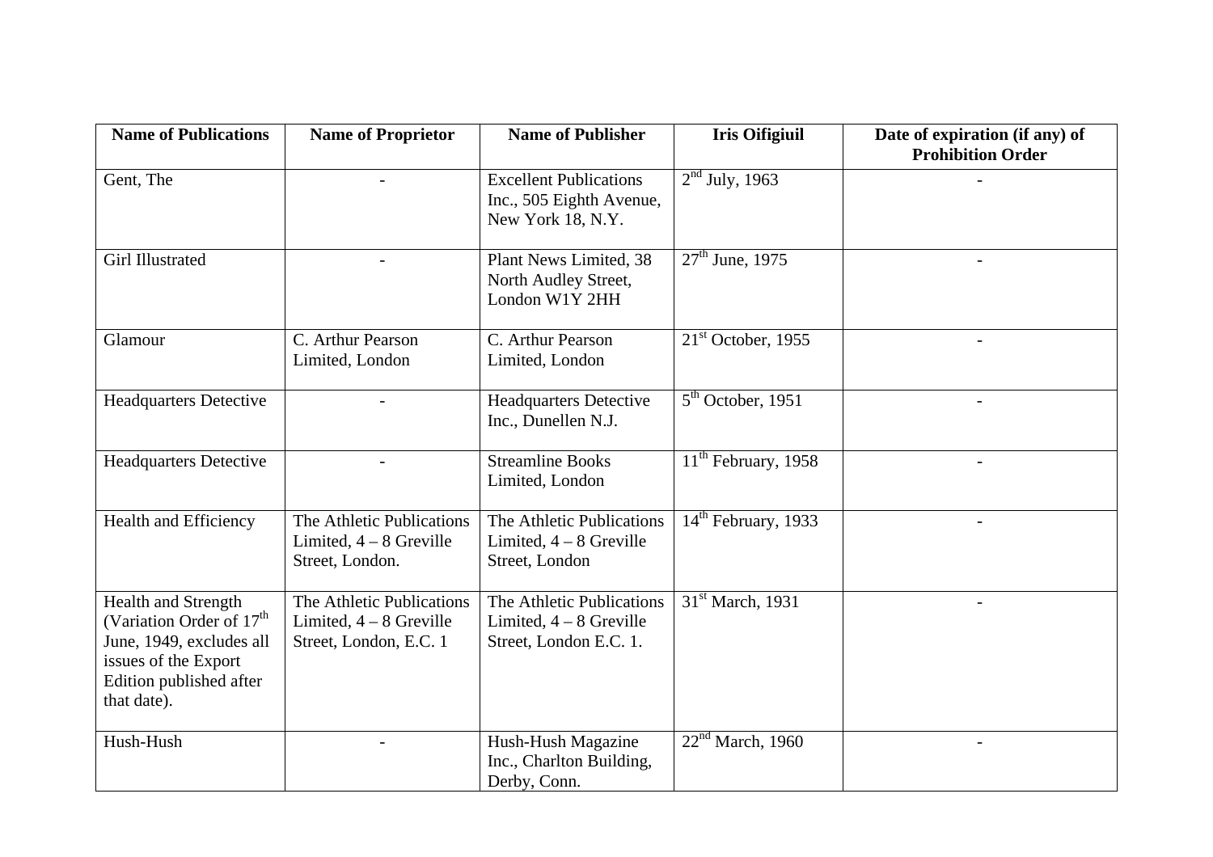| Name of Publications | Name of Proprietor | Name of Publisher | Iris Oifigiuil | Date of expiration (if any) of Prohibition Order |
|---|---|---|---|---|
| Gent, The | - | Excellent Publications Inc., 505 Eighth Avenue, New York 18, N.Y. | 2nd July, 1963 | - |
| Girl Illustrated | - | Plant News Limited, 38 North Audley Street, London W1Y 2HH | 27th June, 1975 | - |
| Glamour | C. Arthur Pearson Limited, London | C. Arthur Pearson Limited, London | 21st October, 1955 | - |
| Headquarters Detective | - | Headquarters Detective Inc., Dunellen N.J. | 5th October, 1951 | - |
| Headquarters Detective | - | Streamline Books Limited, London | 11th February, 1958 | - |
| Health and Efficiency | The Athletic Publications Limited, 4 – 8 Greville Street, London. | The Athletic Publications Limited, 4 – 8 Greville Street, London | 14th February, 1933 | - |
| Health and Strength (Variation Order of 17th June, 1949, excludes all issues of the Export Edition published after that date). | The Athletic Publications Limited, 4 – 8 Greville Street, London, E.C. 1 | The Athletic Publications Limited, 4 – 8 Greville Street, London E.C. 1. | 31st March, 1931 | - |
| Hush-Hush | - | Hush-Hush Magazine Inc., Charlton Building, Derby, Conn. | 22nd March, 1960 | - |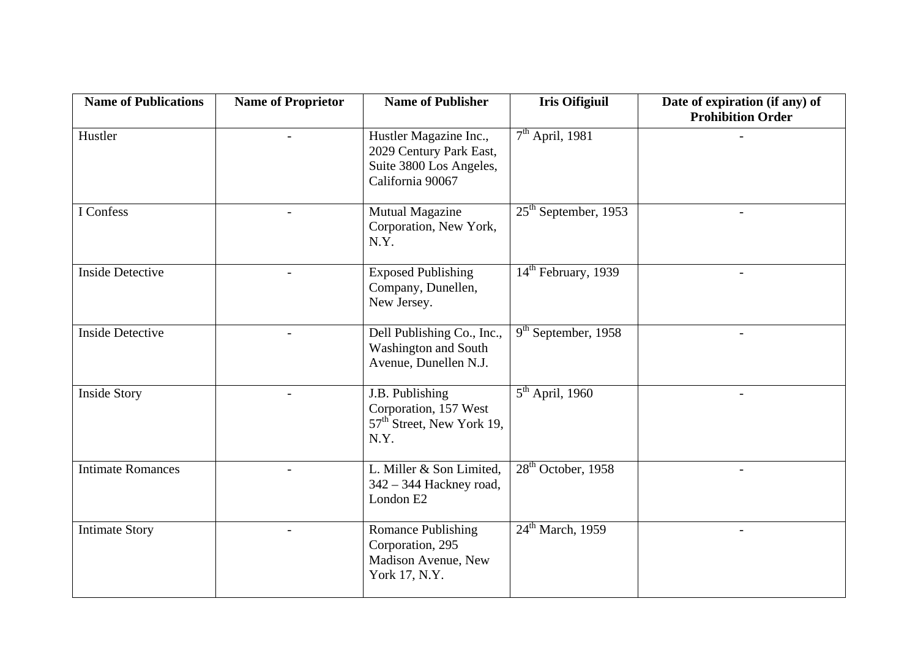| Name of Publications | Name of Proprietor | Name of Publisher | Iris Oifigiuil | Date of expiration (if any) of Prohibition Order |
|---|---|---|---|---|
| Hustler | - | Hustler Magazine Inc., 2029 Century Park East, Suite 3800 Los Angeles, California 90067 | 7th April, 1981 | - |
| I Confess | - | Mutual Magazine Corporation, New York, N.Y. | 25th September, 1953 | - |
| Inside Detective | - | Exposed Publishing Company, Dunellen, New Jersey. | 14th February, 1939 | - |
| Inside Detective | - | Dell Publishing Co., Inc., Washington and South Avenue, Dunellen N.J. | 9th September, 1958 | - |
| Inside Story | - | J.B. Publishing Corporation, 157 West 57th Street, New York 19, N.Y. | 5th April, 1960 | - |
| Intimate Romances | - | L. Miller & Son Limited, 342 – 344 Hackney road, London E2 | 28th October, 1958 | - |
| Intimate Story | - | Romance Publishing Corporation, 295 Madison Avenue, New York 17, N.Y. | 24th March, 1959 | - |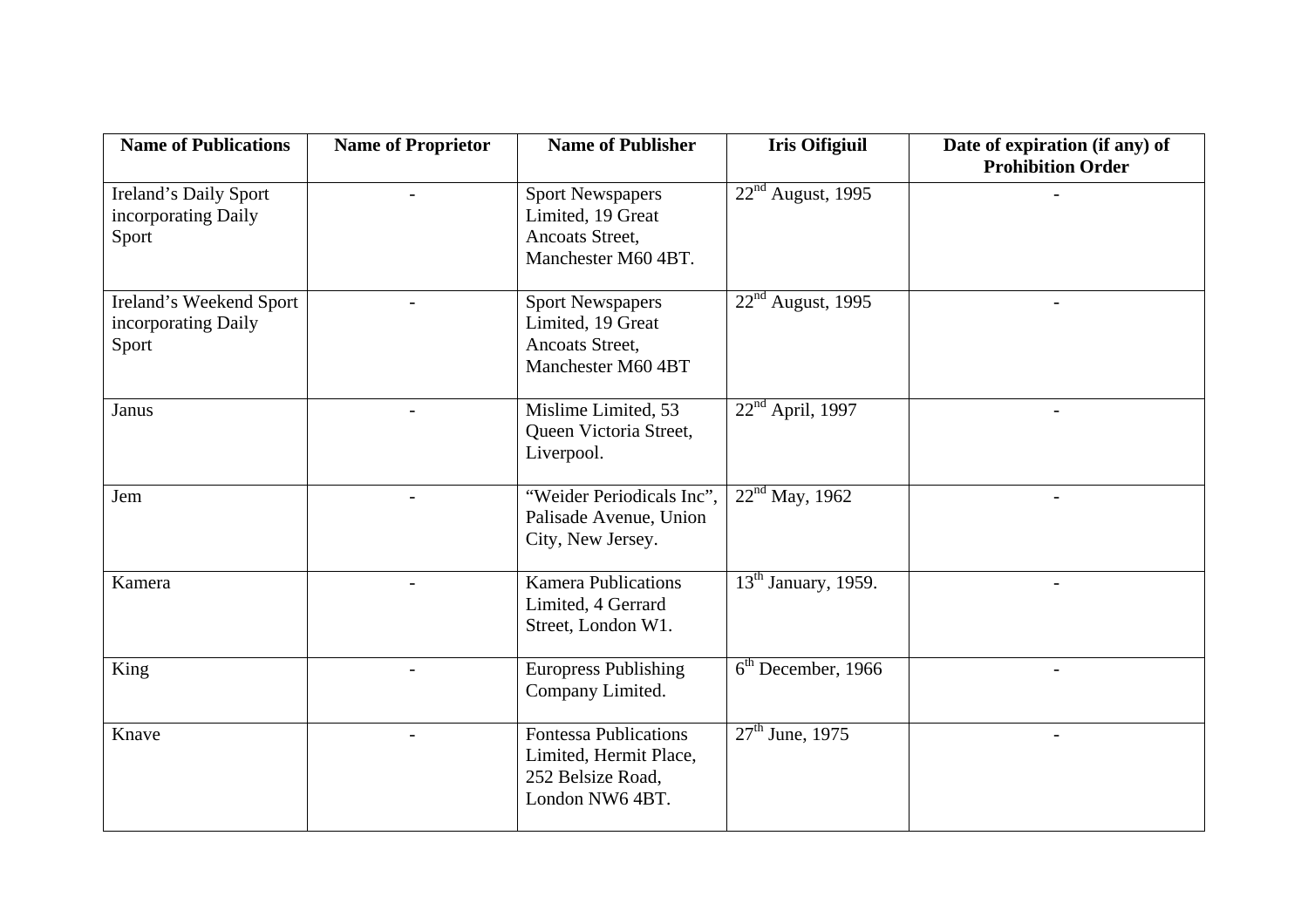| Name of Publications | Name of Proprietor | Name of Publisher | Iris Oifigiuil | Date of expiration (if any) of Prohibition Order |
|---|---|---|---|---|
| Ireland's Daily Sport incorporating Daily Sport | - | Sport Newspapers Limited, 19 Great Ancoats Street, Manchester M60 4BT. | 22nd August, 1995 | - |
| Ireland's Weekend Sport incorporating Daily Sport | - | Sport Newspapers Limited, 19 Great Ancoats Street, Manchester M60 4BT | 22nd August, 1995 | - |
| Janus | - | Mislime Limited, 53 Queen Victoria Street, Liverpool. | 22nd April, 1997 | - |
| Jem | - | "Weider Periodicals Inc", Palisade Avenue, Union City, New Jersey. | 22nd May, 1962 | - |
| Kamera | - | Kamera Publications Limited, 4 Gerrard Street, London W1. | 13th January, 1959. | - |
| King | - | Europress Publishing Company Limited. | 6th December, 1966 | - |
| Knave | - | Fontessa Publications Limited, Hermit Place, 252 Belsize Road, London NW6 4BT. | 27th June, 1975 | - |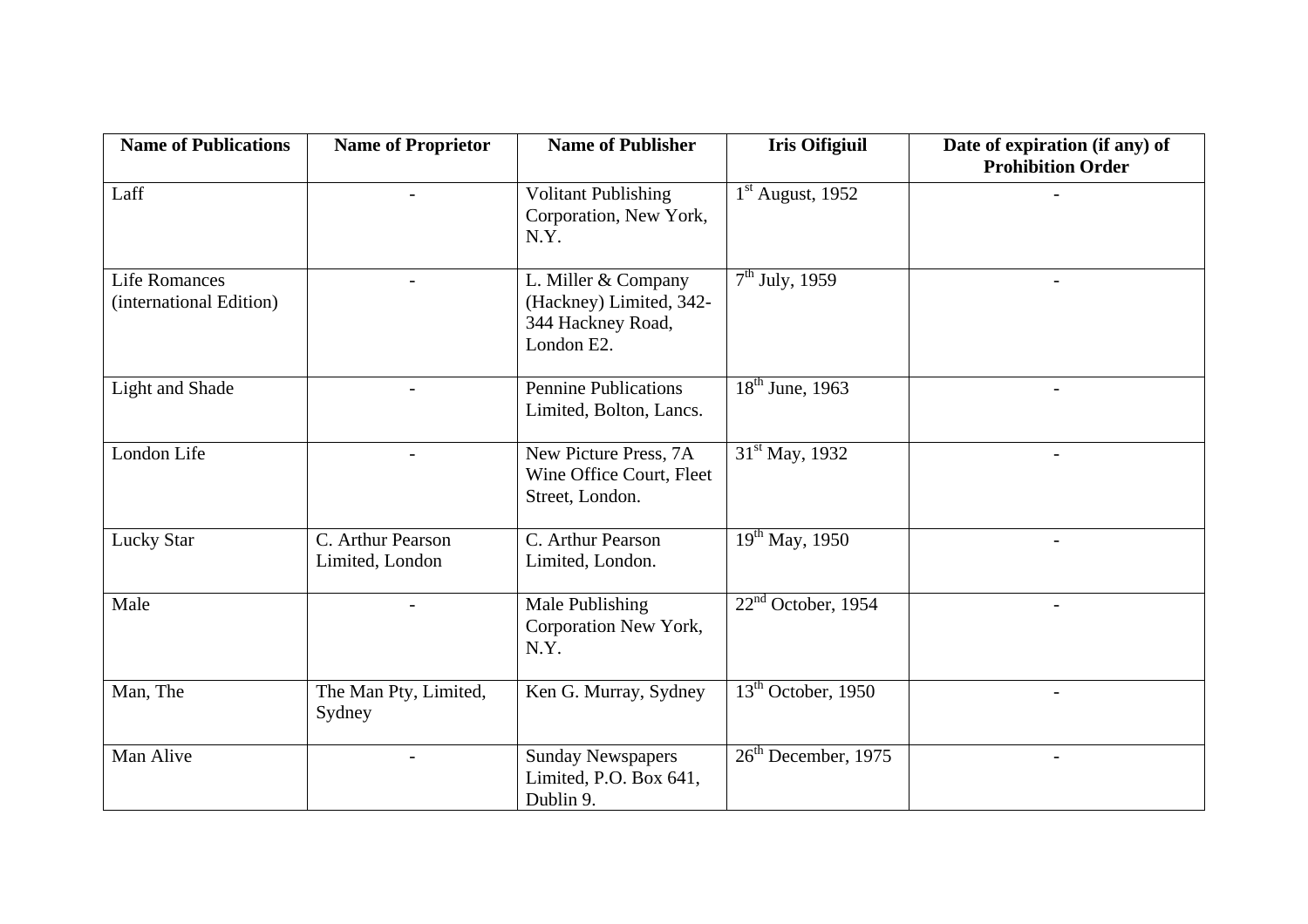| Name of Publications | Name of Proprietor | Name of Publisher | Iris Oifigiuil | Date of expiration (if any) of Prohibition Order |
|---|---|---|---|---|
| Laff | - | Volitant Publishing Corporation, New York, N.Y. | 1st August, 1952 | - |
| Life Romances (international Edition) | - | L. Miller & Company (Hackney) Limited, 342-344 Hackney Road, London E2. | 7th July, 1959 | - |
| Light and Shade | - | Pennine Publications Limited, Bolton, Lancs. | 18th June, 1963 | - |
| London Life | - | New Picture Press, 7A Wine Office Court, Fleet Street, London. | 31st May, 1932 | - |
| Lucky Star | C. Arthur Pearson Limited, London | C. Arthur Pearson Limited, London. | 19th May, 1950 | - |
| Male | - | Male Publishing Corporation New York, N.Y. | 22nd October, 1954 | - |
| Man, The | The Man Pty, Limited, Sydney | Ken G. Murray, Sydney | 13th October, 1950 | - |
| Man Alive | - | Sunday Newspapers Limited, P.O. Box 641, Dublin 9. | 26th December, 1975 | - |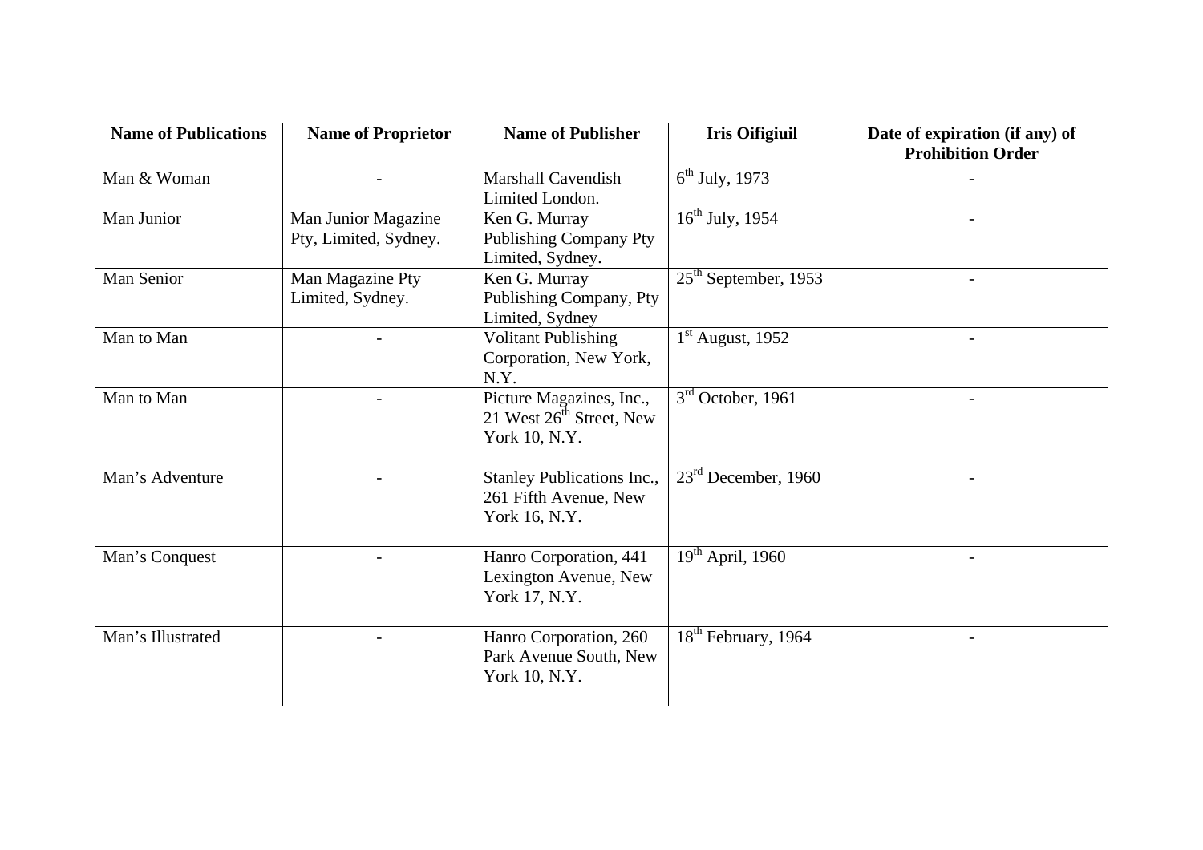| Name of Publications | Name of Proprietor | Name of Publisher | Iris Oifigiuil | Date of expiration (if any) of Prohibition Order |
|---|---|---|---|---|
| Man & Woman | - | Marshall Cavendish Limited London. | 6th July, 1973 | - |
| Man Junior | Man Junior Magazine Pty, Limited, Sydney. | Ken G. Murray Publishing Company Pty Limited, Sydney. | 16th July, 1954 | - |
| Man Senior | Man Magazine Pty Limited, Sydney. | Ken G. Murray Publishing Company, Pty Limited, Sydney | 25th September, 1953 | - |
| Man to Man | - | Volitant Publishing Corporation, New York, N.Y. | 1st August, 1952 | - |
| Man to Man | - | Picture Magazines, Inc., 21 West 26th Street, New York 10, N.Y. | 3rd October, 1961 | - |
| Man's Adventure | - | Stanley Publications Inc., 261 Fifth Avenue, New York 16, N.Y. | 23rd December, 1960 | - |
| Man's Conquest | - | Hanro Corporation, 441 Lexington Avenue, New York 17, N.Y. | 19th April, 1960 | - |
| Man's Illustrated | - | Hanro Corporation, 260 Park Avenue South, New York 10, N.Y. | 18th February, 1964 | - |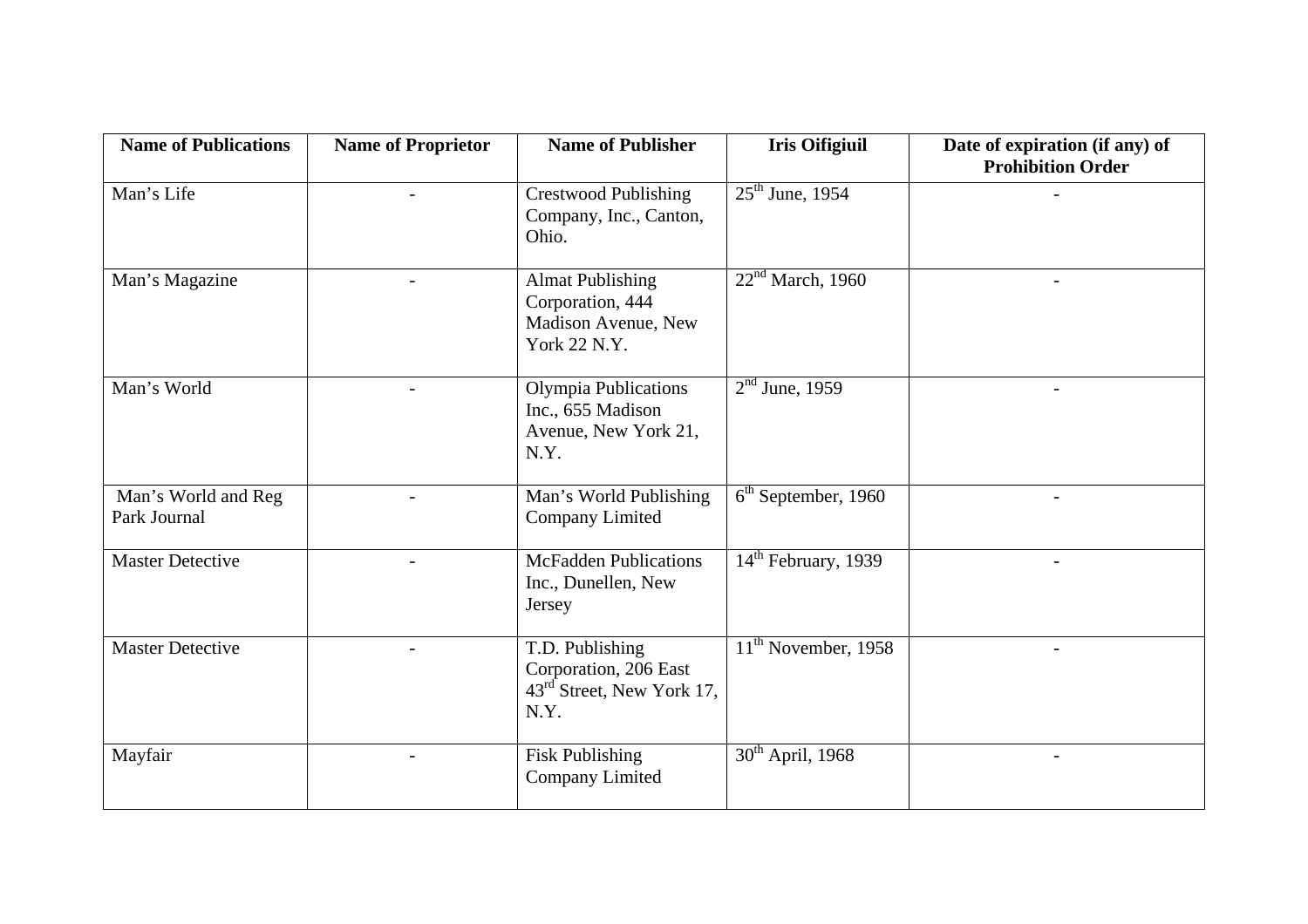| Name of Publications | Name of Proprietor | Name of Publisher | Iris Oifigiuil | Date of expiration (if any) of Prohibition Order |
|---|---|---|---|---|
| Man's Life | - | Crestwood Publishing Company, Inc., Canton, Ohio. | 25th June, 1954 | - |
| Man's Magazine | - | Almat Publishing Corporation, 444 Madison Avenue, New York 22 N.Y. | 22nd March, 1960 | - |
| Man's World | - | Olympia Publications Inc., 655 Madison Avenue, New York 21, N.Y. | 2nd June, 1959 | - |
| Man's World and Reg Park Journal | - | Man's World Publishing Company Limited | 6th September, 1960 | - |
| Master Detective | - | McFadden Publications Inc., Dunellen, New Jersey | 14th February, 1939 | - |
| Master Detective | - | T.D. Publishing Corporation, 206 East 43rd Street, New York 17, N.Y. | 11th November, 1958 | - |
| Mayfair | - | Fisk Publishing Company Limited | 30th April, 1968 | - |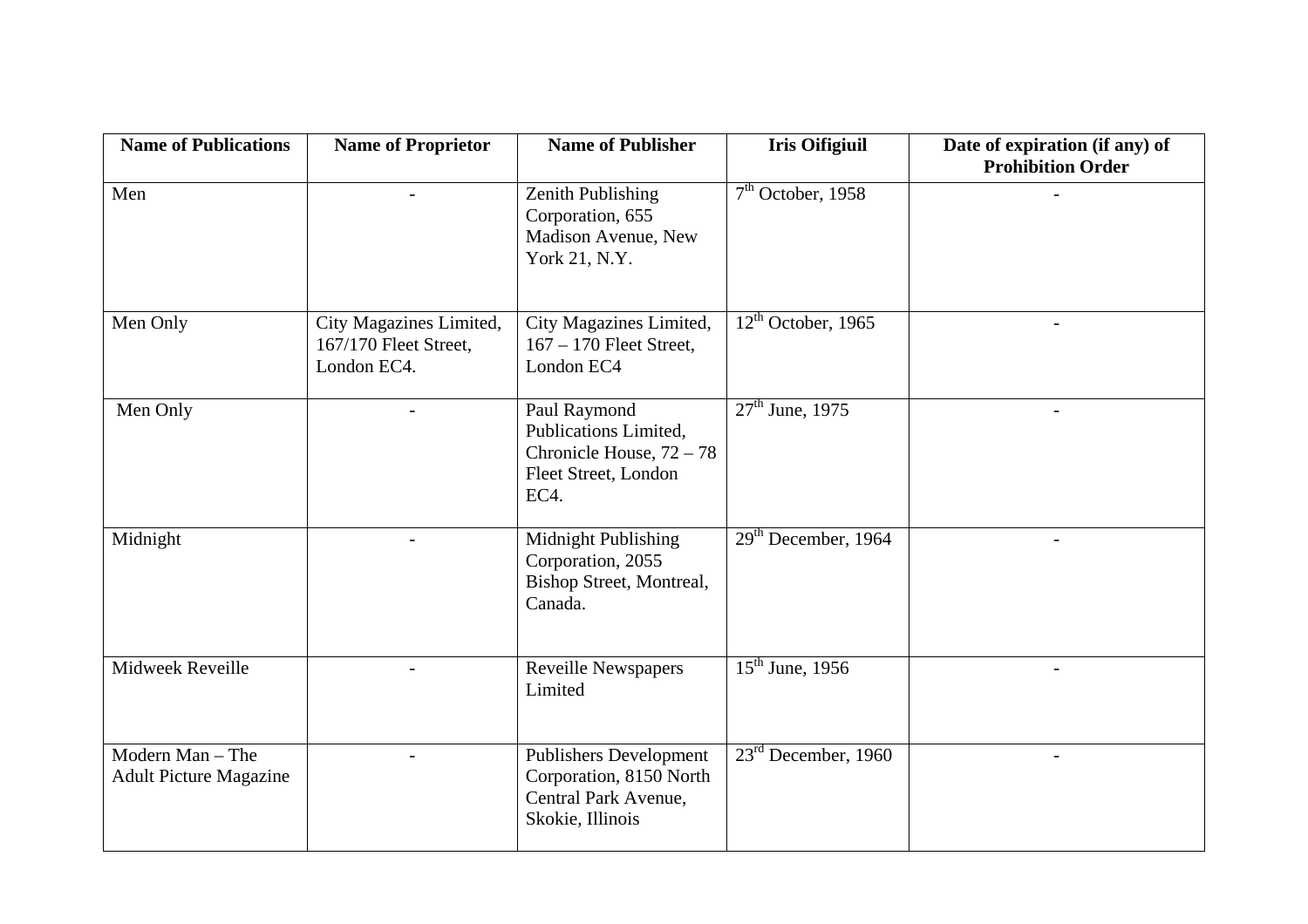| Name of Publications | Name of Proprietor | Name of Publisher | Iris Oifigiuil | Date of expiration (if any) of Prohibition Order |
|---|---|---|---|---|
| Men | - | Zenith Publishing Corporation, 655 Madison Avenue, New York 21, N.Y. | 7th October, 1958 | - |
| Men Only | City Magazines Limited, 167/170 Fleet Street, London EC4. | City Magazines Limited, 167 – 170 Fleet Street, London EC4 | 12th October, 1965 | - |
| Men Only | - | Paul Raymond Publications Limited, Chronicle House, 72 – 78 Fleet Street, London EC4. | 27th June, 1975 | - |
| Midnight | - | Midnight Publishing Corporation, 2055 Bishop Street, Montreal, Canada. | 29th December, 1964 | - |
| Midweek Reveille | - | Reveille Newspapers Limited | 15th June, 1956 | - |
| Modern Man – The Adult Picture Magazine | - | Publishers Development Corporation, 8150 North Central Park Avenue, Skokie, Illinois | 23rd December, 1960 | - |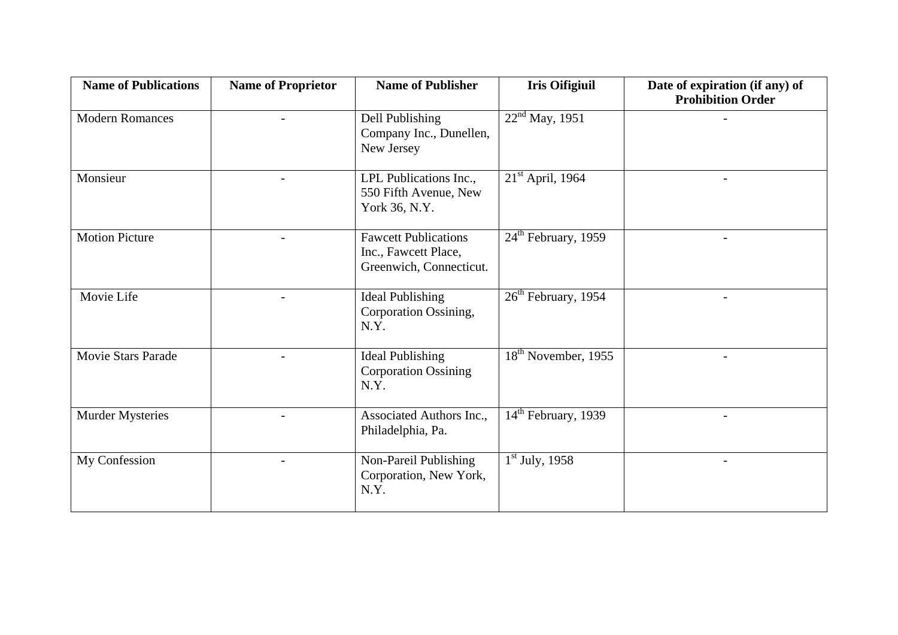| Name of Publications | Name of Proprietor | Name of Publisher | Iris Oifigiuil | Date of expiration (if any) of Prohibition Order |
|---|---|---|---|---|
| Modern Romances | - | Dell Publishing Company Inc., Dunellen, New Jersey | 22nd May, 1951 | - |
| Monsieur | - | LPL Publications Inc., 550 Fifth Avenue, New York 36, N.Y. | 21st April, 1964 | - |
| Motion Picture | - | Fawcett Publications Inc., Fawcett Place, Greenwich, Connecticut. | 24th February, 1959 | - |
| Movie Life | - | Ideal Publishing Corporation Ossining, N.Y. | 26th February, 1954 | - |
| Movie Stars Parade | - | Ideal Publishing Corporation Ossining N.Y. | 18th November, 1955 | - |
| Murder Mysteries | - | Associated Authors Inc., Philadelphia, Pa. | 14th February, 1939 | - |
| My Confession | - | Non-Pareil Publishing Corporation, New York, N.Y. | 1st July, 1958 | - |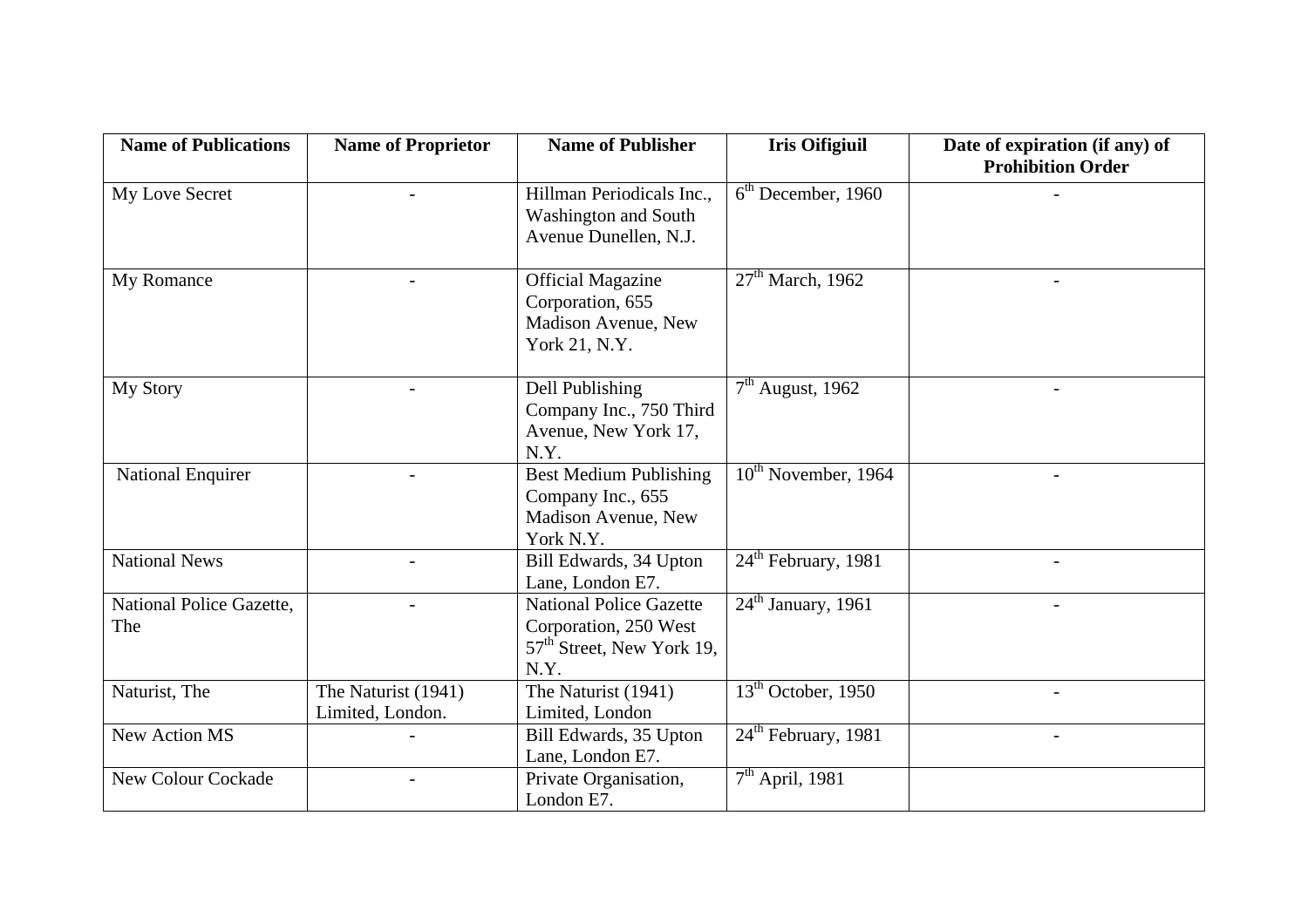| Name of Publications | Name of Proprietor | Name of Publisher | Iris Oifigiuil | Date of expiration (if any) of Prohibition Order |
|---|---|---|---|---|
| My Love Secret | - | Hillman Periodicals Inc., Washington and South Avenue Dunellen, N.J. | 6th December, 1960 | - |
| My Romance | - | Official Magazine Corporation, 655 Madison Avenue, New York 21, N.Y. | 27th March, 1962 | - |
| My Story | - | Dell Publishing Company Inc., 750 Third Avenue, New York 17, N.Y. | 7th August, 1962 | - |
| National Enquirer | - | Best Medium Publishing Company Inc., 655 Madison Avenue, New York N.Y. | 10th November, 1964 | - |
| National News | - | Bill Edwards, 34 Upton Lane, London E7. | 24th February, 1981 | - |
| National Police Gazette, The | - | National Police Gazette Corporation, 250 West 57th Street, New York 19, N.Y. | 24th January, 1961 | - |
| Naturist, The | The Naturist (1941) Limited, London. | The Naturist (1941) Limited, London | 13th October, 1950 | - |
| New Action MS | - | Bill Edwards, 35 Upton Lane, London E7. | 24th February, 1981 | - |
| New Colour Cockade | - | Private Organisation, London E7. | 7th April, 1981 | |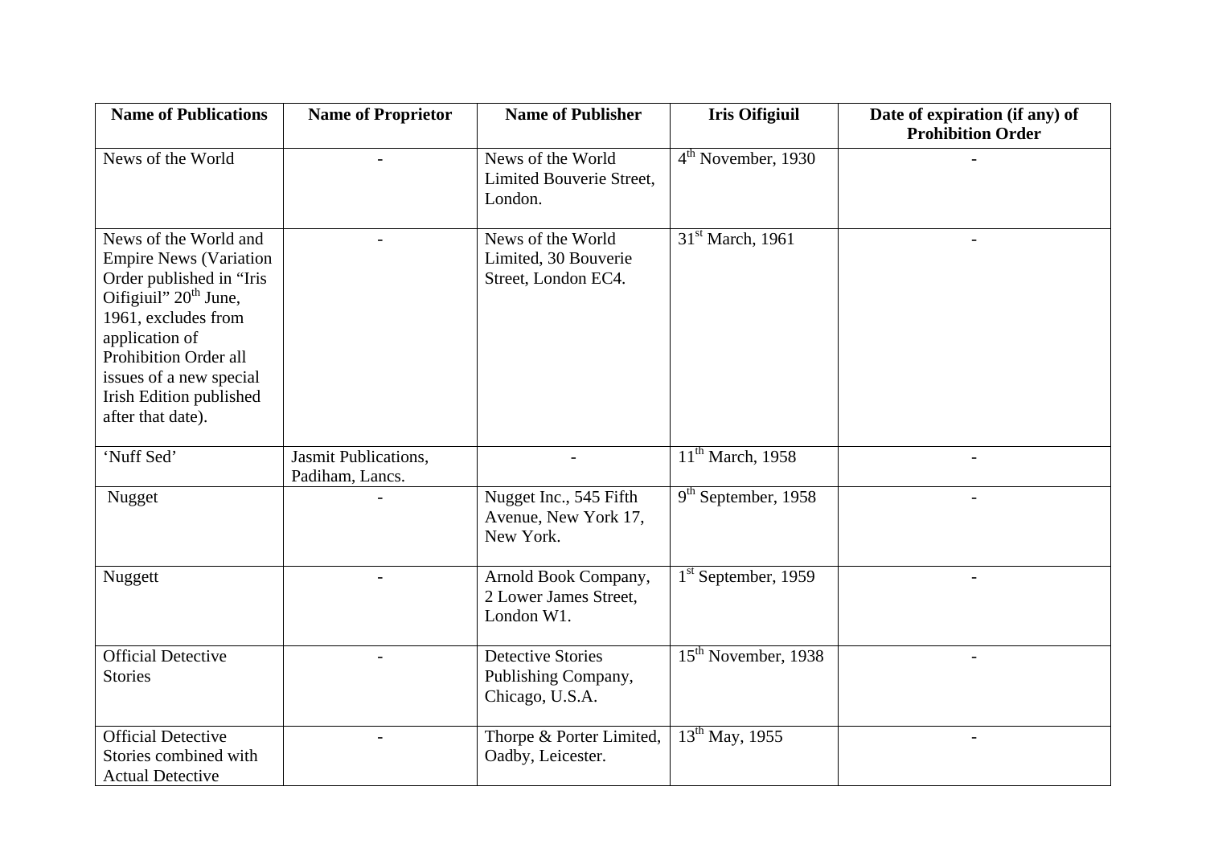| Name of Publications | Name of Proprietor | Name of Publisher | Iris Oifigiuil | Date of expiration (if any) of Prohibition Order |
| --- | --- | --- | --- | --- |
| News of the World | - | News of the World Limited Bouverie Street, London. | 4th November, 1930 | - |
| News of the World and Empire News (Variation Order published in "Iris Oifigiuil" 20th June, 1961, excludes from application of Prohibition Order all issues of a new special Irish Edition published after that date). | - | News of the World Limited, 30 Bouverie Street, London EC4. | 31st March, 1961 | - |
| 'Nuff Sed' | Jasmit Publications, Padiham, Lancs. | - | 11th March, 1958 | - |
| Nugget | - | Nugget Inc., 545 Fifth Avenue, New York 17, New York. | 9th September, 1958 | - |
| Nuggett | - | Arnold Book Company, 2 Lower James Street, London W1. | 1st September, 1959 | - |
| Official Detective Stories | - | Detective Stories Publishing Company, Chicago, U.S.A. | 15th November, 1938 | - |
| Official Detective Stories combined with Actual Detective | - | Thorpe & Porter Limited, Oadby, Leicester. | 13th May, 1955 | - |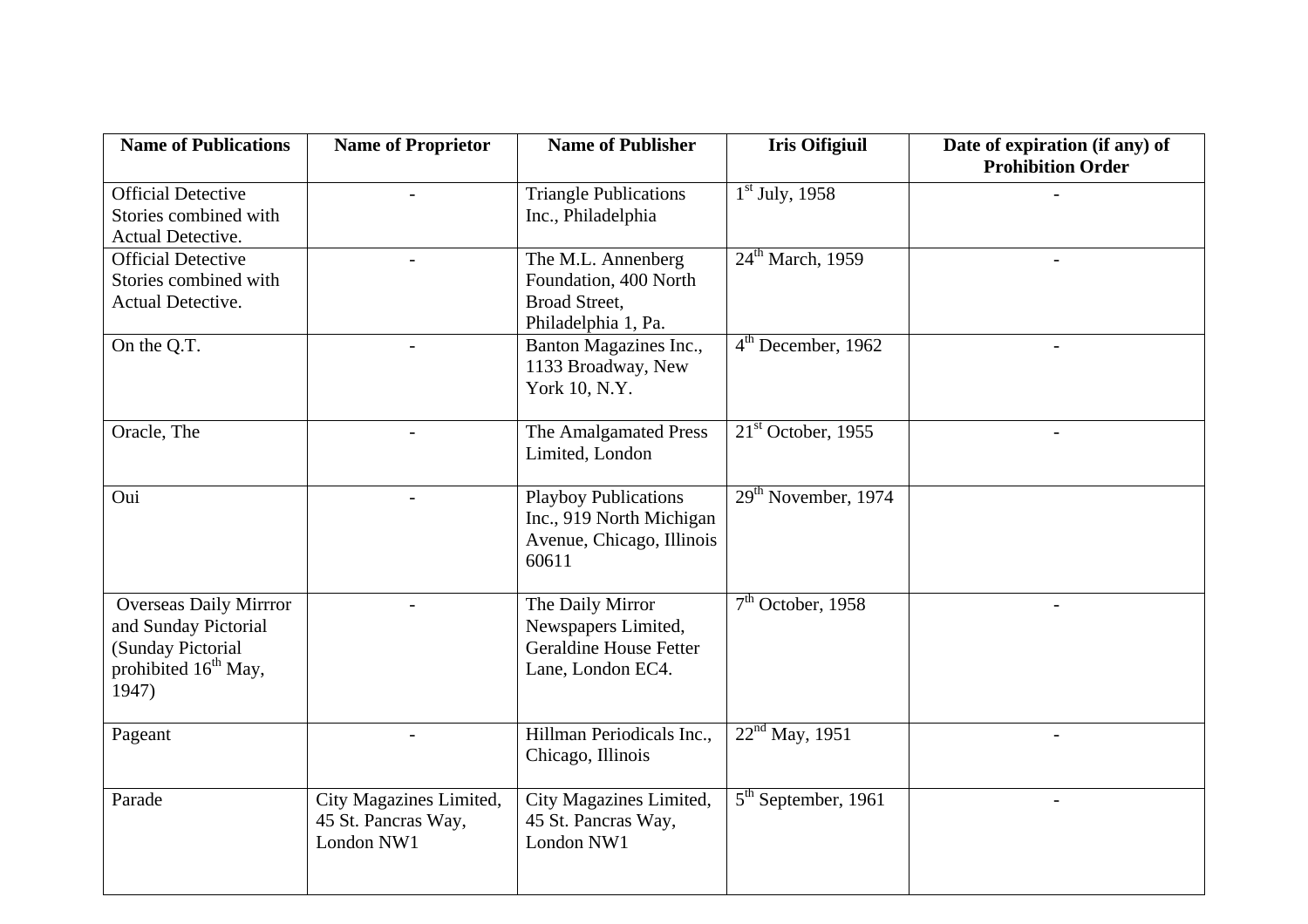| Name of Publications | Name of Proprietor | Name of Publisher | Iris Oifigiuil | Date of expiration (if any) of Prohibition Order |
|---|---|---|---|---|
| Official Detective Stories combined with Actual Detective. | - | Triangle Publications Inc., Philadelphia | 1st July, 1958 | - |
| Official Detective Stories combined with Actual Detective. | - | The M.L. Annenberg Foundation, 400 North Broad Street, Philadelphia 1, Pa. | 24th March, 1959 | - |
| On the Q.T. | - | Banton Magazines Inc., 1133 Broadway, New York 10, N.Y. | 4th December, 1962 | - |
| Oracle, The | - | The Amalgamated Press Limited, London | 21st October, 1955 | - |
| Oui | - | Playboy Publications Inc., 919 North Michigan Avenue, Chicago, Illinois 60611 | 29th November, 1974 | |
| Overseas Daily Mirrror and Sunday Pictorial (Sunday Pictorial prohibited 16th May, 1947) | - | The Daily Mirror Newspapers Limited, Geraldine House Fetter Lane, London EC4. | 7th October, 1958 | - |
| Pageant | - | Hillman Periodicals Inc., Chicago, Illinois | 22nd May, 1951 | - |
| Parade | City Magazines Limited, 45 St. Pancras Way, London NW1 | City Magazines Limited, 45 St. Pancras Way, London NW1 | 5th September, 1961 | - |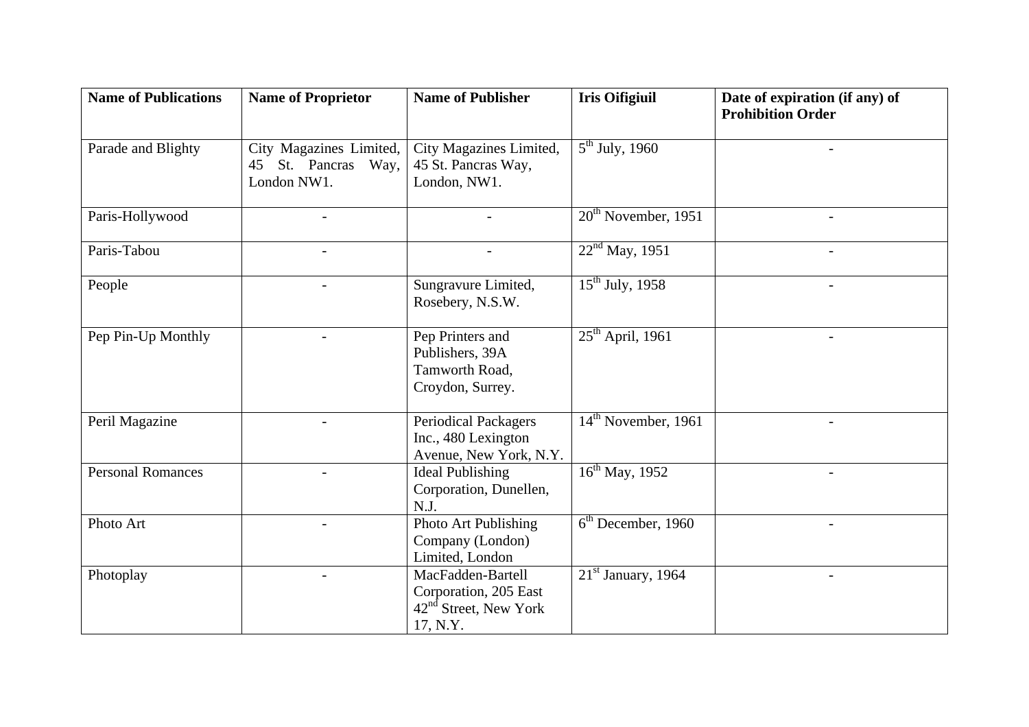| Name of Publications | Name of Proprietor | Name of Publisher | Iris Oifigiuil | Date of expiration (if any) of Prohibition Order |
|---|---|---|---|---|
| Parade and Blighty | City Magazines Limited, 45 St. Pancras Way, London NW1. | City Magazines Limited, 45 St. Pancras Way, London, NW1. | 5th July, 1960 | - |
| Paris-Hollywood | - | - | 20th November, 1951 | - |
| Paris-Tabou | - | - | 22nd May, 1951 | - |
| People | - | Sungravure Limited, Rosebery, N.S.W. | 15th July, 1958 | - |
| Pep Pin-Up Monthly | - | Pep Printers and Publishers, 39A Tamworth Road, Croydon, Surrey. | 25th April, 1961 | - |
| Peril Magazine | - | Periodical Packagers Inc., 480 Lexington Avenue, New York, N.Y. | 14th November, 1961 | - |
| Personal Romances | - | Ideal Publishing Corporation, Dunellen, N.J. | 16th May, 1952 | - |
| Photo Art | - | Photo Art Publishing Company (London) Limited, London | 6th December, 1960 | - |
| Photoplay | - | MacFadden-Bartell Corporation, 205 East 42nd Street, New York 17, N.Y. | 21st January, 1964 | - |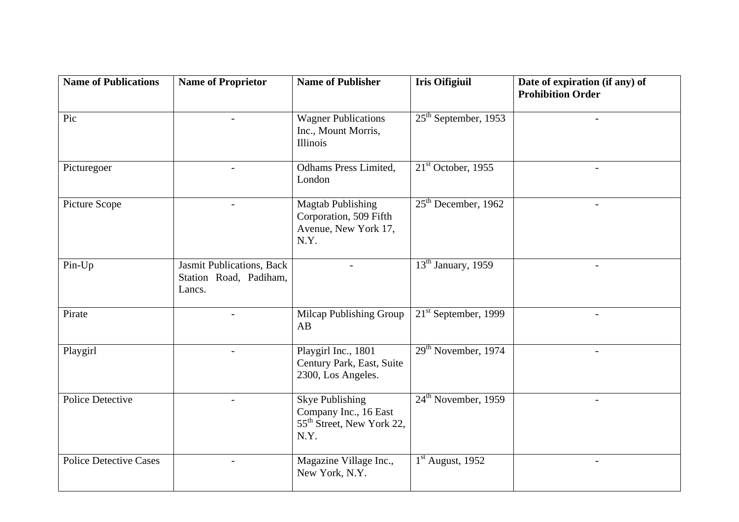| Name of Publications | Name of Proprietor | Name of Publisher | Iris Oifigiuil | Date of expiration (if any) of Prohibition Order |
|---|---|---|---|---|
| Pic | - | Wagner Publications Inc., Mount Morris, Illinois | 25th September, 1953 | - |
| Picturegoer | - | Odhams Press Limited, London | 21st October, 1955 | - |
| Picture Scope | - | Magtab Publishing Corporation, 509 Fifth Avenue, New York 17, N.Y. | 25th December, 1962 | - |
| Pin-Up | Jasmit Publications, Back Station Road, Padiham, Lancs. | - | 13th January, 1959 | - |
| Pirate | - | Milcap Publishing Group AB | 21st September, 1999 | - |
| Playgirl | - | Playgirl Inc., 1801 Century Park, East, Suite 2300, Los Angeles. | 29th November, 1974 | - |
| Police Detective | - | Skye Publishing Company Inc., 16 East 55th Street, New York 22, N.Y. | 24th November, 1959 | - |
| Police Detective Cases | - | Magazine Village Inc., New York, N.Y. | 1st August, 1952 | - |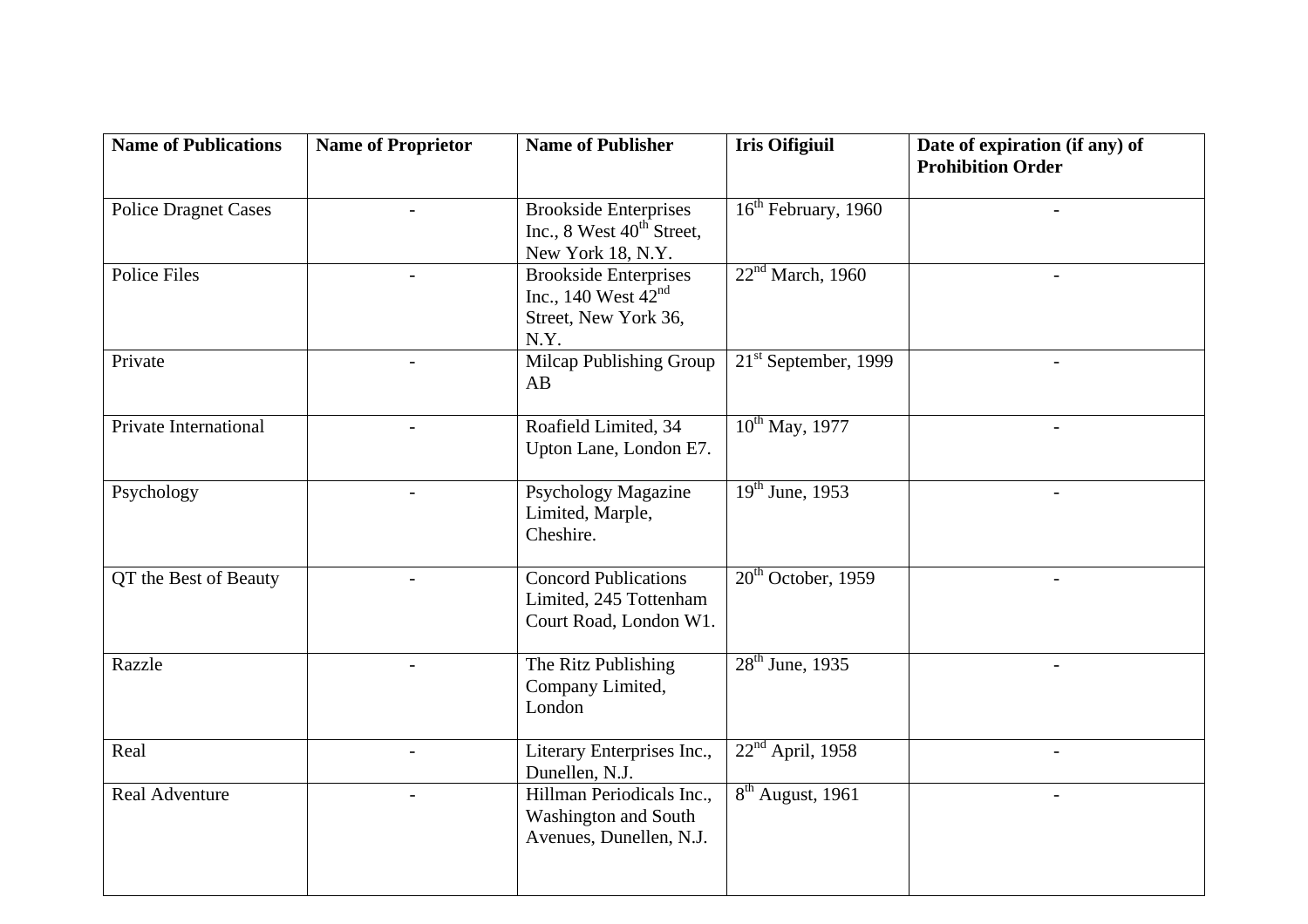| Name of Publications | Name of Proprietor | Name of Publisher | Iris Oifigiuil | Date of expiration (if any) of Prohibition Order |
|---|---|---|---|---|
| Police Dragnet Cases | - | Brookside Enterprises Inc., 8 West 40th Street, New York 18, N.Y. | 16th February, 1960 | - |
| Police Files | - | Brookside Enterprises Inc., 140 West 42nd Street, New York 36, N.Y. | 22nd March, 1960 | - |
| Private | - | Milcap Publishing Group AB | 21st September, 1999 | - |
| Private International | - | Roafield Limited, 34 Upton Lane, London E7. | 10th May, 1977 | - |
| Psychology | - | Psychology Magazine Limited, Marple, Cheshire. | 19th June, 1953 | - |
| QT the Best of Beauty | - | Concord Publications Limited, 245 Tottenham Court Road, London W1. | 20th October, 1959 | - |
| Razzle | - | The Ritz Publishing Company Limited, London | 28th June, 1935 | - |
| Real | - | Literary Enterprises Inc., Dunellen, N.J. | 22nd April, 1958 | - |
| Real Adventure | - | Hillman Periodicals Inc., Washington and South Avenues, Dunellen, N.J. | 8th August, 1961 | - |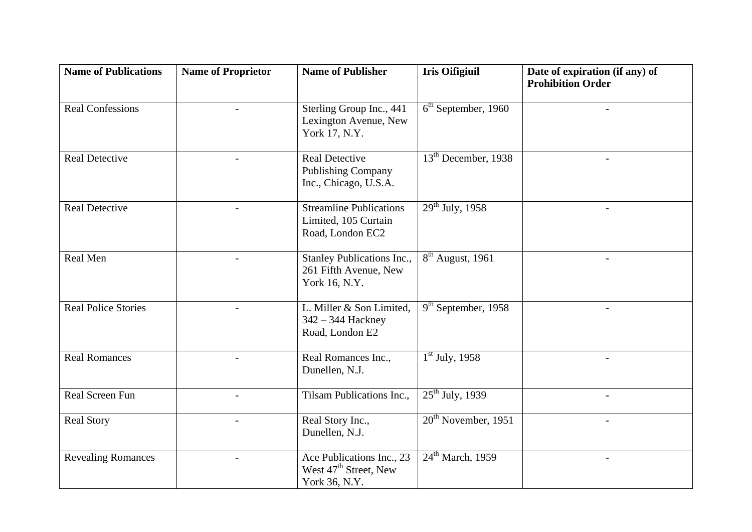| Name of Publications | Name of Proprietor | Name of Publisher | Iris Oifigiuil | Date of expiration (if any) of Prohibition Order |
|---|---|---|---|---|
| Real Confessions | - | Sterling Group Inc., 441 Lexington Avenue, New York 17, N.Y. | 6th September, 1960 | - |
| Real Detective | - | Real Detective Publishing Company Inc., Chicago, U.S.A. | 13th December, 1938 | - |
| Real Detective | - | Streamline Publications Limited, 105 Curtain Road, London EC2 | 29th July, 1958 | - |
| Real Men | - | Stanley Publications Inc., 261 Fifth Avenue, New York 16, N.Y. | 8th August, 1961 | - |
| Real Police Stories | - | L. Miller & Son Limited, 342 – 344 Hackney Road, London E2 | 9th September, 1958 | - |
| Real Romances | - | Real Romances Inc., Dunellen, N.J. | 1st July, 1958 | - |
| Real Screen Fun | - | Tilsam Publications Inc., | 25th July, 1939 | - |
| Real Story | - | Real Story Inc., Dunellen, N.J. | 20th November, 1951 | - |
| Revealing Romances | - | Ace Publications Inc., 23 West 47th Street, New York 36, N.Y. | 24th March, 1959 | - |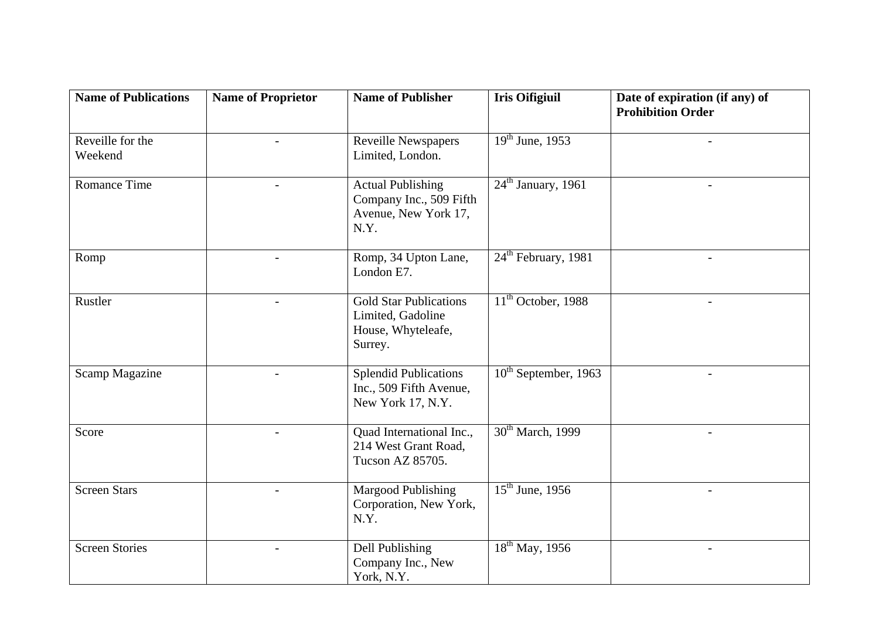| Name of Publications | Name of Proprietor | Name of Publisher | Iris Oifigiuil | Date of expiration (if any) of Prohibition Order |
|---|---|---|---|---|
| Reveille for the Weekend | - | Reveille Newspapers Limited, London. | 19th June, 1953 | - |
| Romance Time | - | Actual Publishing Company Inc., 509 Fifth Avenue, New York 17, N.Y. | 24th January, 1961 | - |
| Romp | - | Romp, 34 Upton Lane, London E7. | 24th February, 1981 | - |
| Rustler | - | Gold Star Publications Limited, Gadoline House, Whyteleafe, Surrey. | 11th October, 1988 | - |
| Scamp Magazine | - | Splendid Publications Inc., 509 Fifth Avenue, New York 17, N.Y. | 10th September, 1963 | - |
| Score | - | Quad International Inc., 214 West Grant Road, Tucson AZ 85705. | 30th March, 1999 | - |
| Screen Stars | - | Margood Publishing Corporation, New York, N.Y. | 15th June, 1956 | - |
| Screen Stories | - | Dell Publishing Company Inc., New York, N.Y. | 18th May, 1956 | - |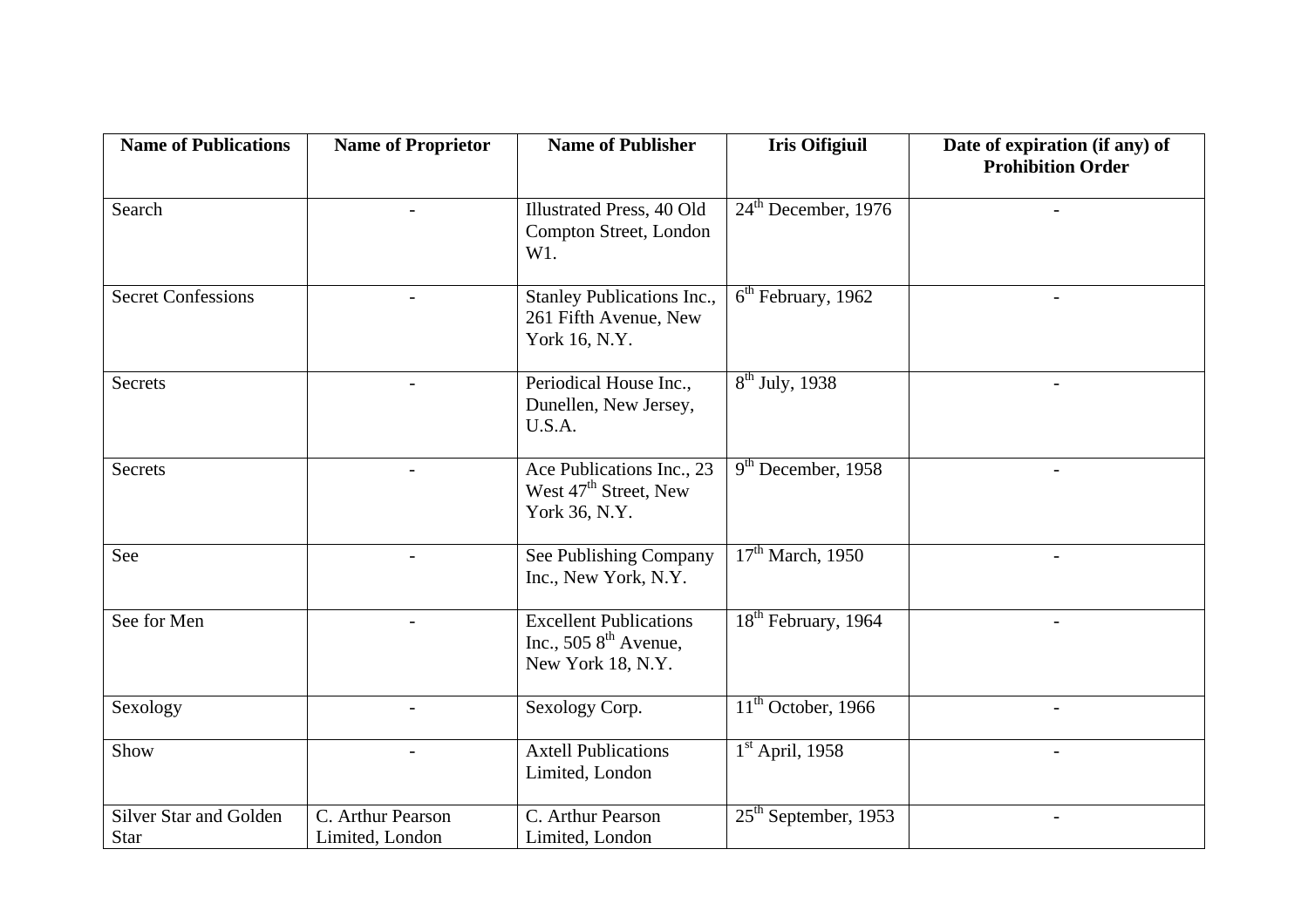| Name of Publications | Name of Proprietor | Name of Publisher | Iris Oifigiuil | Date of expiration (if any) of Prohibition Order |
|---|---|---|---|---|
| Search | - | Illustrated Press, 40 Old Compton Street, London W1. | 24th December, 1976 | - |
| Secret Confessions | - | Stanley Publications Inc., 261 Fifth Avenue, New York 16, N.Y. | 6th February, 1962 | - |
| Secrets | - | Periodical House Inc., Dunellen, New Jersey, U.S.A. | 8th July, 1938 | - |
| Secrets | - | Ace Publications Inc., 23 West 47th Street, New York 36, N.Y. | 9th December, 1958 | - |
| See | - | See Publishing Company Inc., New York, N.Y. | 17th March, 1950 | - |
| See for Men | - | Excellent Publications Inc., 505 8th Avenue, New York 18, N.Y. | 18th February, 1964 | - |
| Sexology | - | Sexology Corp. | 11th October, 1966 | - |
| Show | - | Axtell Publications Limited, London | 1st April, 1958 | - |
| Silver Star and Golden Star | C. Arthur Pearson Limited, London | C. Arthur Pearson Limited, London | 25th September, 1953 | - |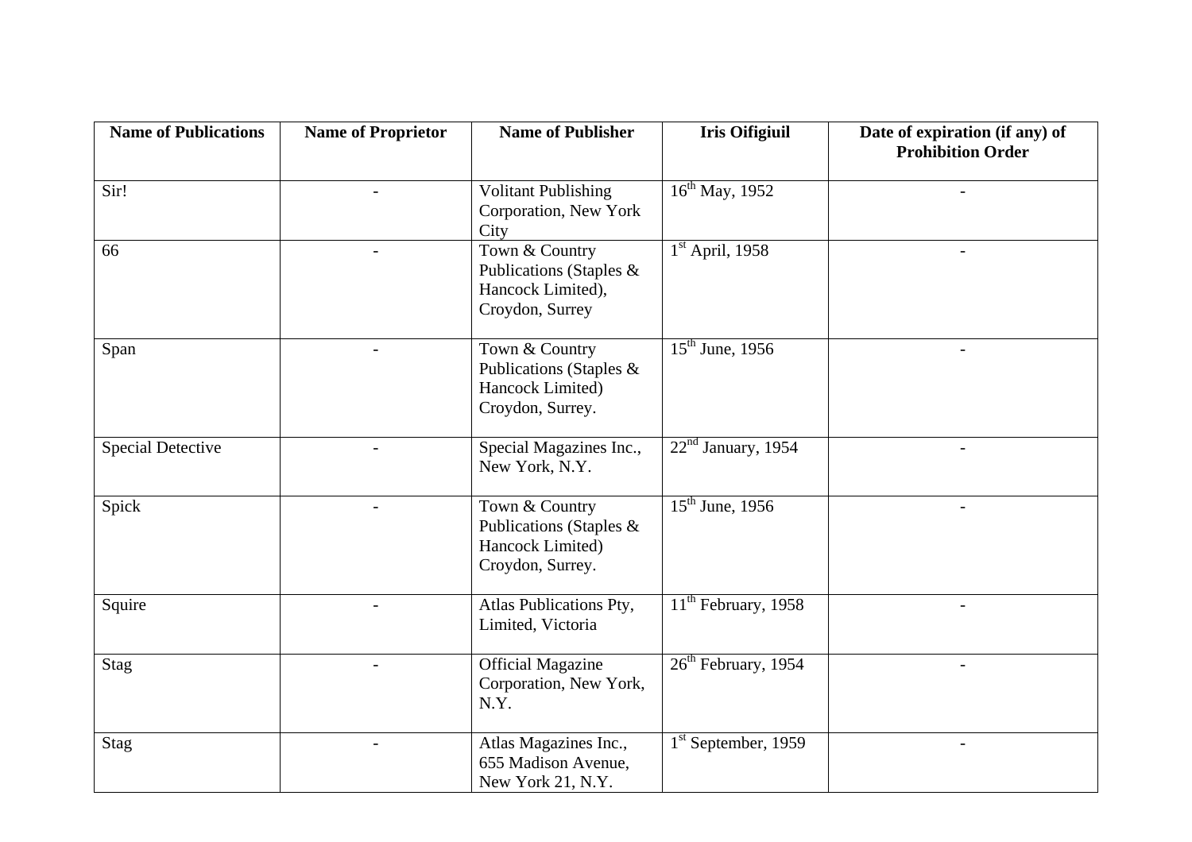| Name of Publications | Name of Proprietor | Name of Publisher | Iris Oifigiuil | Date of expiration (if any) of Prohibition Order |
| --- | --- | --- | --- | --- |
| Sir! | - | Volitant Publishing Corporation, New York City | 16th May, 1952 | - |
| 66 | - | Town & Country Publications (Staples & Hancock Limited), Croydon, Surrey | 1st April, 1958 | - |
| Span | - | Town & Country Publications (Staples & Hancock Limited) Croydon, Surrey. | 15th June, 1956 | - |
| Special Detective | - | Special Magazines Inc., New York, N.Y. | 22nd January, 1954 | - |
| Spick | - | Town & Country Publications (Staples & Hancock Limited) Croydon, Surrey. | 15th June, 1956 | - |
| Squire | - | Atlas Publications Pty, Limited, Victoria | 11th February, 1958 | - |
| Stag | - | Official Magazine Corporation, New York, N.Y. | 26th February, 1954 | - |
| Stag | - | Atlas Magazines Inc., 655 Madison Avenue, New York 21, N.Y. | 1st September, 1959 | - |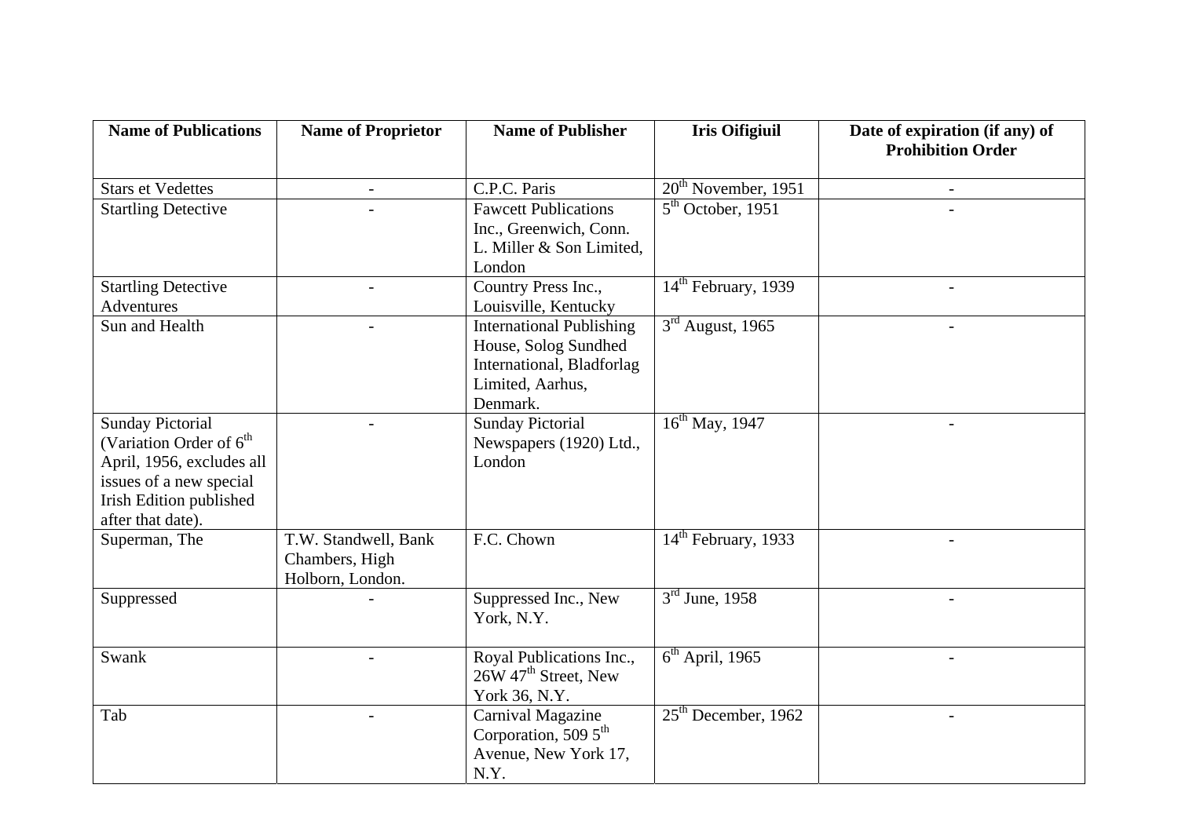| Name of Publications | Name of Proprietor | Name of Publisher | Iris Oifigiuil | Date of expiration (if any) of Prohibition Order |
|---|---|---|---|---|
| Stars et Vedettes | - | C.P.C. Paris | 20th November, 1951 | - |
| Startling Detective | - | Fawcett Publications Inc., Greenwich, Conn. L. Miller & Son Limited, London | 5th October, 1951 | - |
| Startling Detective Adventures | - | Country Press Inc., Louisville, Kentucky | 14th February, 1939 | - |
| Sun and Health | - | International Publishing House, Solog Sundhed International, Bladforlag Limited, Aarhus, Denmark. | 3rd August, 1965 | - |
| Sunday Pictorial (Variation Order of 6th April, 1956, excludes all issues of a new special Irish Edition published after that date). | - | Sunday Pictorial Newspapers (1920) Ltd., London | 16th May, 1947 | - |
| Superman, The | T.W. Standwell, Bank Chambers, High Holborn, London. | F.C. Chown | 14th February, 1933 | - |
| Suppressed | - | Suppressed Inc., New York, N.Y. | 3rd June, 1958 | - |
| Swank | - | Royal Publications Inc., 26W 47th Street, New York 36, N.Y. | 6th April, 1965 | - |
| Tab | - | Carnival Magazine Corporation, 509 5th Avenue, New York 17, N.Y. | 25th December, 1962 | - |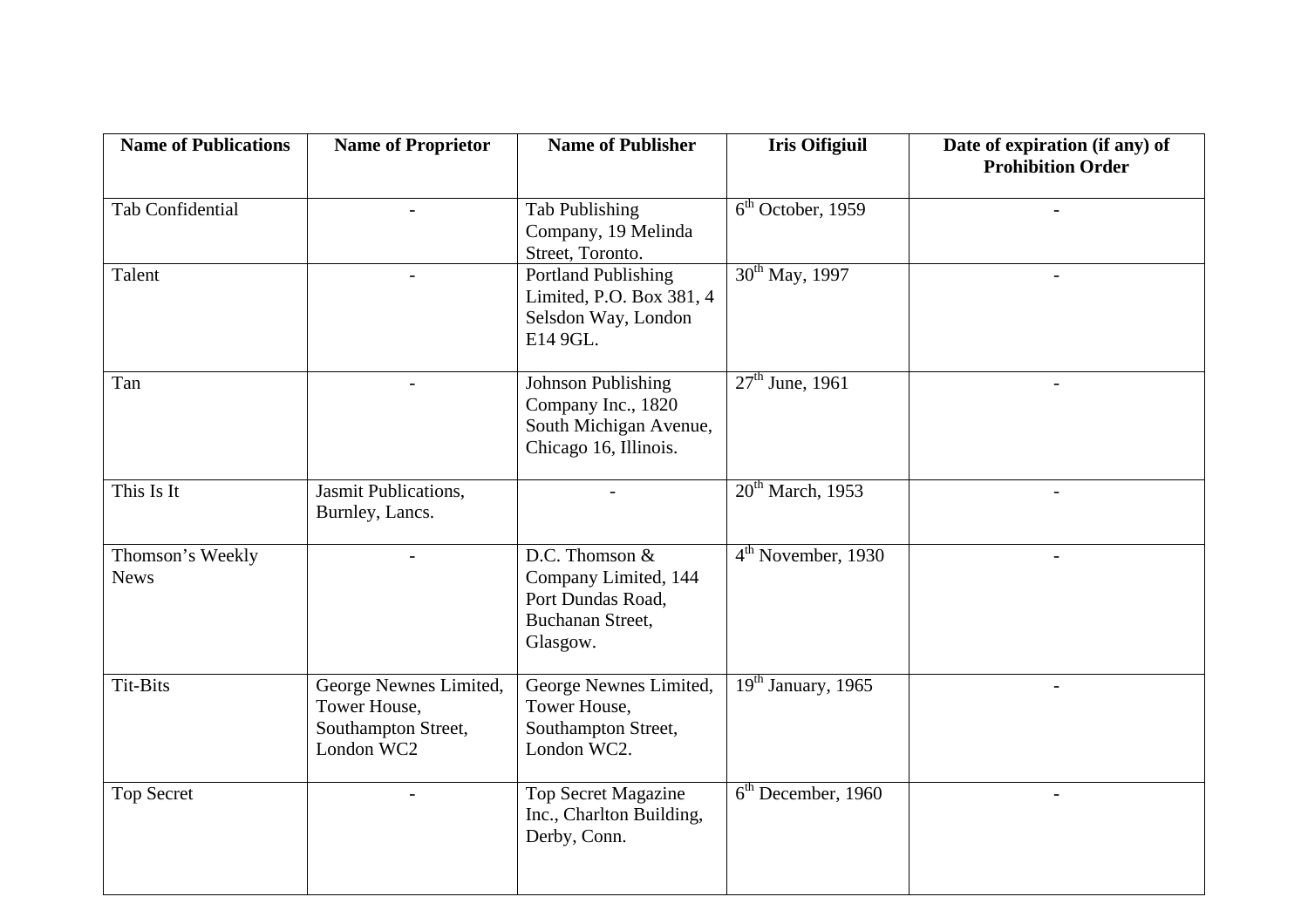| Name of Publications | Name of Proprietor | Name of Publisher | Iris Oifigiuil | Date of expiration (if any) of Prohibition Order |
| --- | --- | --- | --- | --- |
| Tab Confidential | - | Tab Publishing Company, 19 Melinda Street, Toronto. | 6th October, 1959 | - |
| Talent | - | Portland Publishing Limited, P.O. Box 381, 4 Selsdon Way, London E14 9GL. | 30th May, 1997 | - |
| Tan | - | Johnson Publishing Company Inc., 1820 South Michigan Avenue, Chicago 16, Illinois. | 27th June, 1961 | - |
| This Is It | Jasmit Publications, Burnley, Lancs. | - | 20th March, 1953 | - |
| Thomson's Weekly News | - | D.C. Thomson & Company Limited, 144 Port Dundas Road, Buchanan Street, Glasgow. | 4th November, 1930 | - |
| Tit-Bits | George Newnes Limited, Tower House, Southampton Street, London WC2 | George Newnes Limited, Tower House, Southampton Street, London WC2. | 19th January, 1965 | - |
| Top Secret | - | Top Secret Magazine Inc., Charlton Building, Derby, Conn. | 6th December, 1960 | - |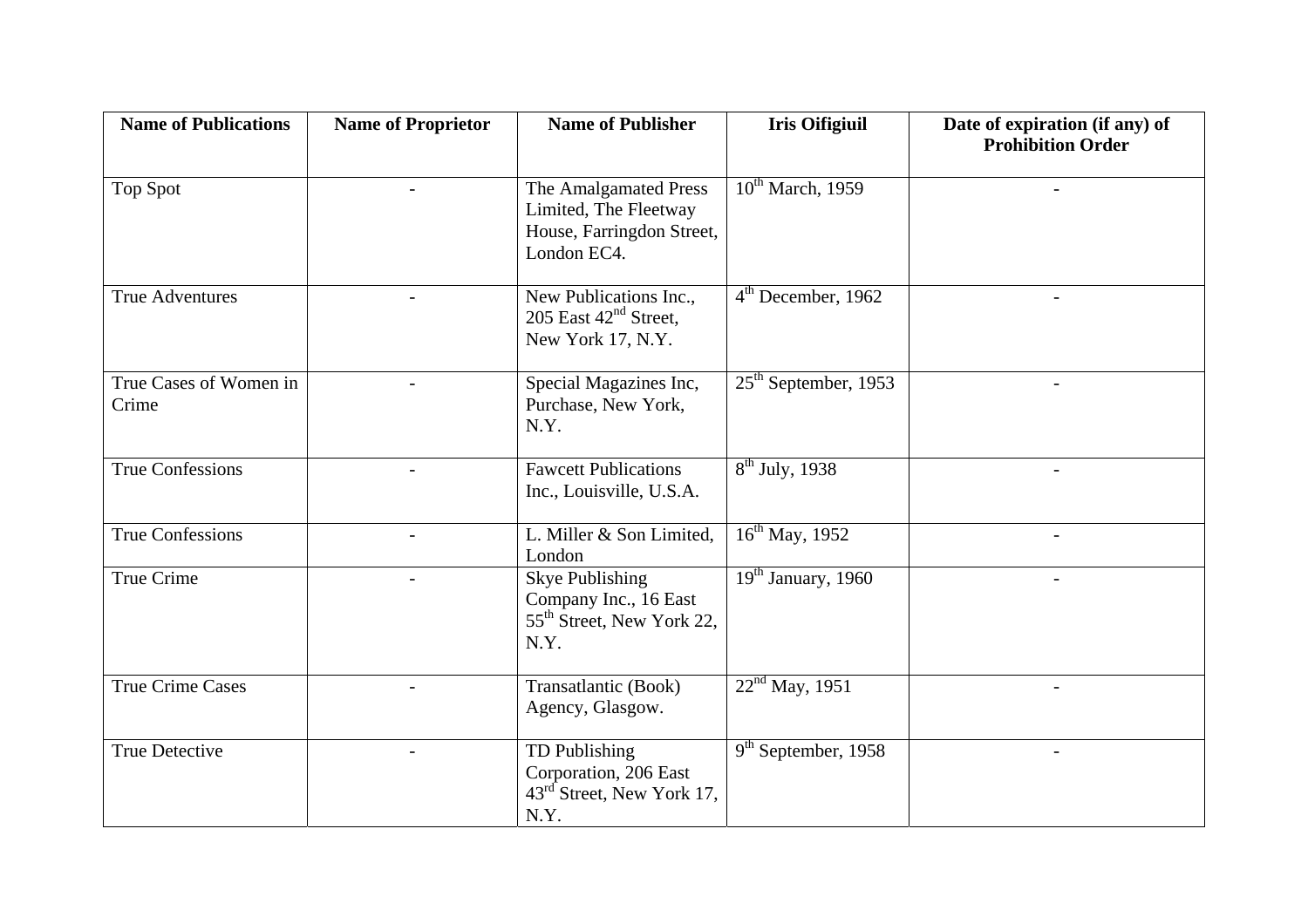| Name of Publications | Name of Proprietor | Name of Publisher | Iris Oifigiuil | Date of expiration (if any) of Prohibition Order |
|---|---|---|---|---|
| Top Spot | - | The Amalgamated Press Limited, The Fleetway House, Farringdon Street, London EC4. | 10th March, 1959 | - |
| True Adventures | - | New Publications Inc., 205 East 42nd Street, New York 17, N.Y. | 4th December, 1962 | - |
| True Cases of Women in Crime | - | Special Magazines Inc, Purchase, New York, N.Y. | 25th September, 1953 | - |
| True Confessions | - | Fawcett Publications Inc., Louisville, U.S.A. | 8th July, 1938 | - |
| True Confessions | - | L. Miller & Son Limited, London | 16th May, 1952 | - |
| True Crime | - | Skye Publishing Company Inc., 16 East 55th Street, New York 22, N.Y. | 19th January, 1960 | - |
| True Crime Cases | - | Transatlantic (Book) Agency, Glasgow. | 22nd May, 1951 | - |
| True Detective | - | TD Publishing Corporation, 206 East 43rd Street, New York 17, N.Y. | 9th September, 1958 | - |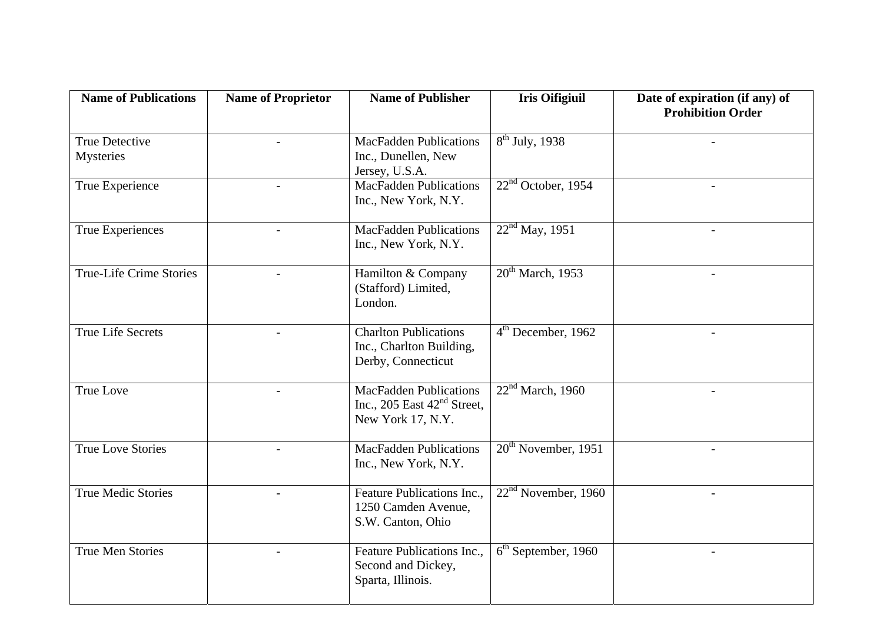| Name of Publications | Name of Proprietor | Name of Publisher | Iris Oifigiuil | Date of expiration (if any) of Prohibition Order |
|---|---|---|---|---|
| True Detective Mysteries | - | MacFadden Publications Inc., Dunellen, New Jersey, U.S.A. | 8th July, 1938 | - |
| True Experience | - | MacFadden Publications Inc., New York, N.Y. | 22nd October, 1954 | - |
| True Experiences | - | MacFadden Publications Inc., New York, N.Y. | 22nd May, 1951 | - |
| True-Life Crime Stories | - | Hamilton & Company (Stafford) Limited, London. | 20th March, 1953 | - |
| True Life Secrets | - | Charlton Publications Inc., Charlton Building, Derby, Connecticut | 4th December, 1962 | - |
| True Love | - | MacFadden Publications Inc., 205 East 42nd Street, New York 17, N.Y. | 22nd March, 1960 | - |
| True Love Stories | - | MacFadden Publications Inc., New York, N.Y. | 20th November, 1951 | - |
| True Medic Stories | - | Feature Publications Inc., 1250 Camden Avenue, S.W. Canton, Ohio | 22nd November, 1960 | - |
| True Men Stories | - | Feature Publications Inc., Second and Dickey, Sparta, Illinois. | 6th September, 1960 | - |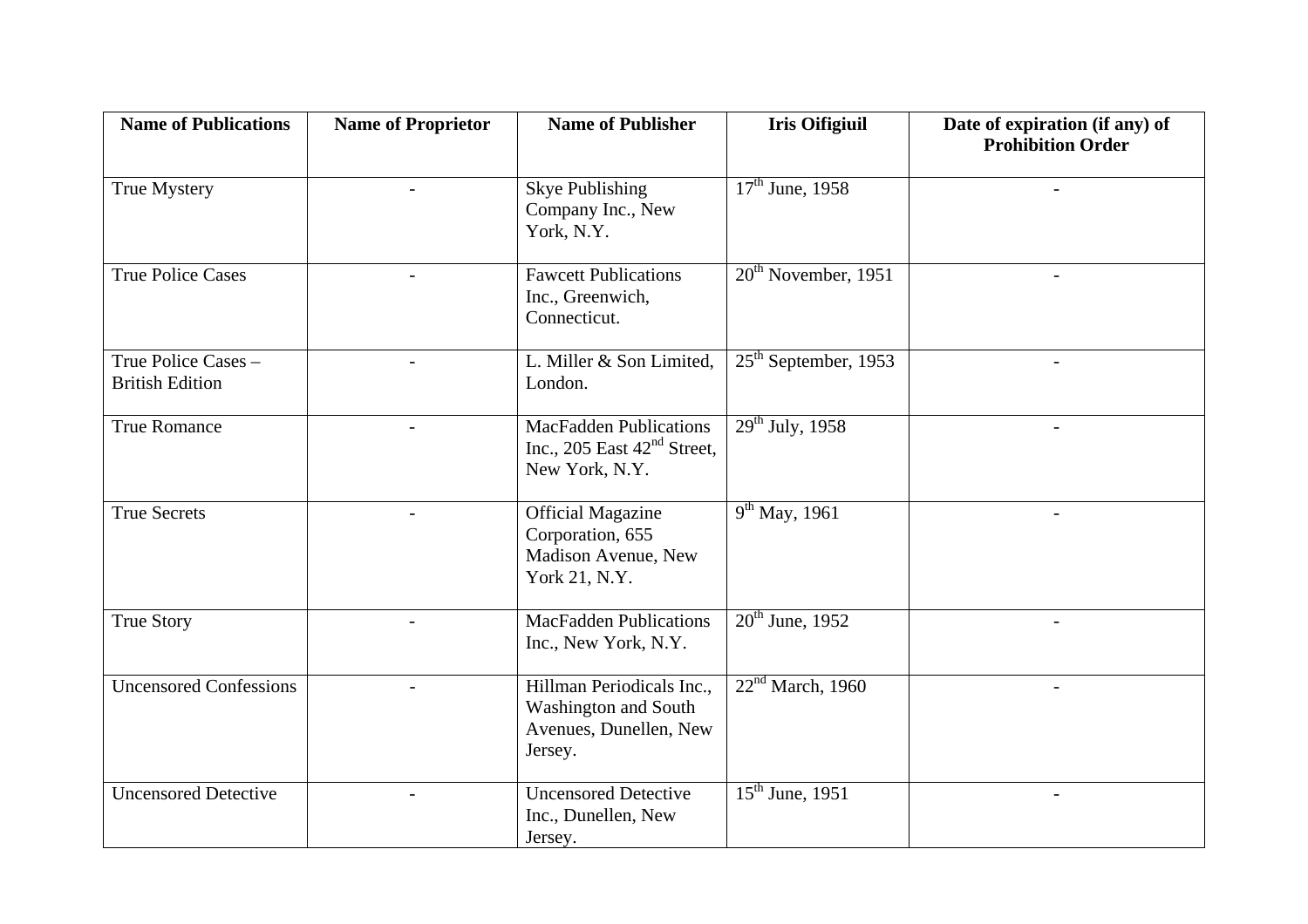| Name of Publications | Name of Proprietor | Name of Publisher | Iris Oifigiuil | Date of expiration (if any) of Prohibition Order |
|---|---|---|---|---|
| True Mystery | - | Skye Publishing Company Inc., New York, N.Y. | 17th June, 1958 | - |
| True Police Cases | - | Fawcett Publications Inc., Greenwich, Connecticut. | 20th November, 1951 | - |
| True Police Cases – British Edition | - | L. Miller & Son Limited, London. | 25th September, 1953 | - |
| True Romance | - | MacFadden Publications Inc., 205 East 42nd Street, New York, N.Y. | 29th July, 1958 | - |
| True Secrets | - | Official Magazine Corporation, 655 Madison Avenue, New York 21, N.Y. | 9th May, 1961 | - |
| True Story | - | MacFadden Publications Inc., New York, N.Y. | 20th June, 1952 | - |
| Uncensored Confessions | - | Hillman Periodicals Inc., Washington and South Avenues, Dunellen, New Jersey. | 22nd March, 1960 | - |
| Uncensored Detective | - | Uncensored Detective Inc., Dunellen, New Jersey. | 15th June, 1951 | - |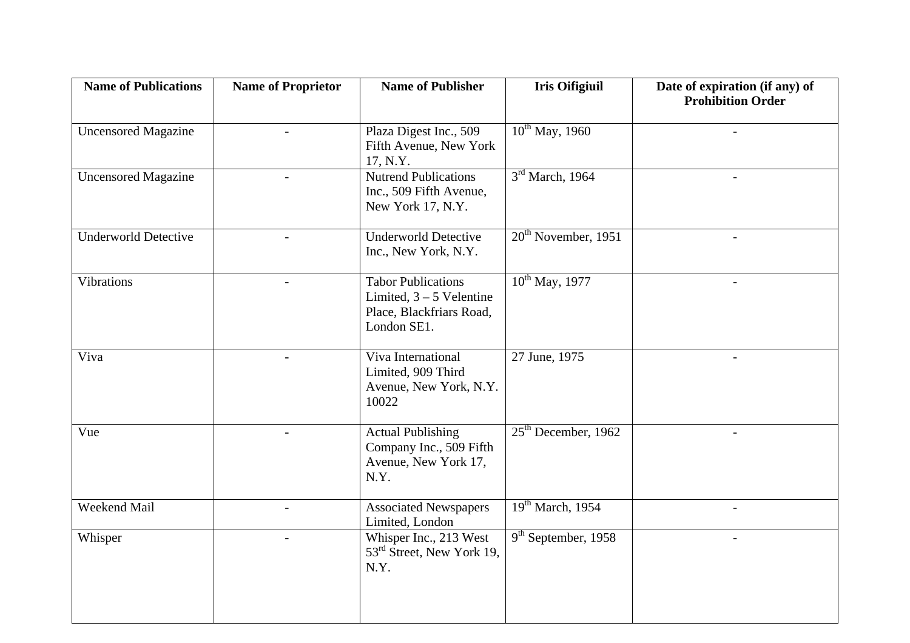| Name of Publications | Name of Proprietor | Name of Publisher | Iris Oifigiuil | Date of expiration (if any) of Prohibition Order |
|---|---|---|---|---|
| Uncensored Magazine | - | Plaza Digest Inc., 509 Fifth Avenue, New York 17, N.Y. | 10th May, 1960 | - |
| Uncensored Magazine | - | Nutrend Publications Inc., 509 Fifth Avenue, New York 17, N.Y. | 3rd March, 1964 | - |
| Underworld Detective | - | Underworld Detective Inc., New York, N.Y. | 20th November, 1951 | - |
| Vibrations | - | Tabor Publications Limited, 3 – 5 Velentine Place, Blackfriars Road, London SE1. | 10th May, 1977 | - |
| Viva | - | Viva International Limited, 909 Third Avenue, New York, N.Y. 10022 | 27 June, 1975 | - |
| Vue | - | Actual Publishing Company Inc., 509 Fifth Avenue, New York 17, N.Y. | 25th December, 1962 | - |
| Weekend Mail | - | Associated Newspapers Limited, London | 19th March, 1954 | - |
| Whisper | - | Whisper Inc., 213 West 53rd Street, New York 19, N.Y. | 9th September, 1958 | - |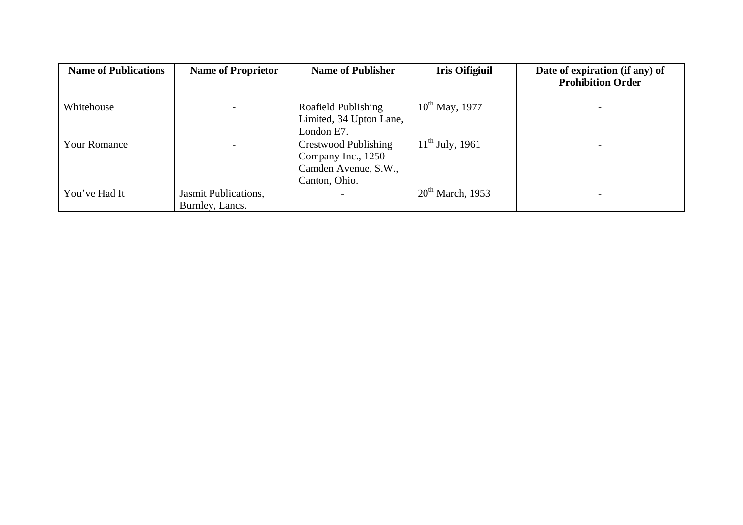| Name of Publications | Name of Proprietor | Name of Publisher | Iris Oifigiuil | Date of expiration (if any) of Prohibition Order |
|---|---|---|---|---|
| Whitehouse | - | Roafield Publishing Limited, 34 Upton Lane, London E7. | 10th May, 1977 | - |
| Your Romance | - | Crestwood Publishing Company Inc., 1250 Camden Avenue, S.W., Canton, Ohio. | 11th July, 1961 | - |
| You've Had It | Jasmit Publications, Burnley, Lancs. | - | 20th March, 1953 | - |